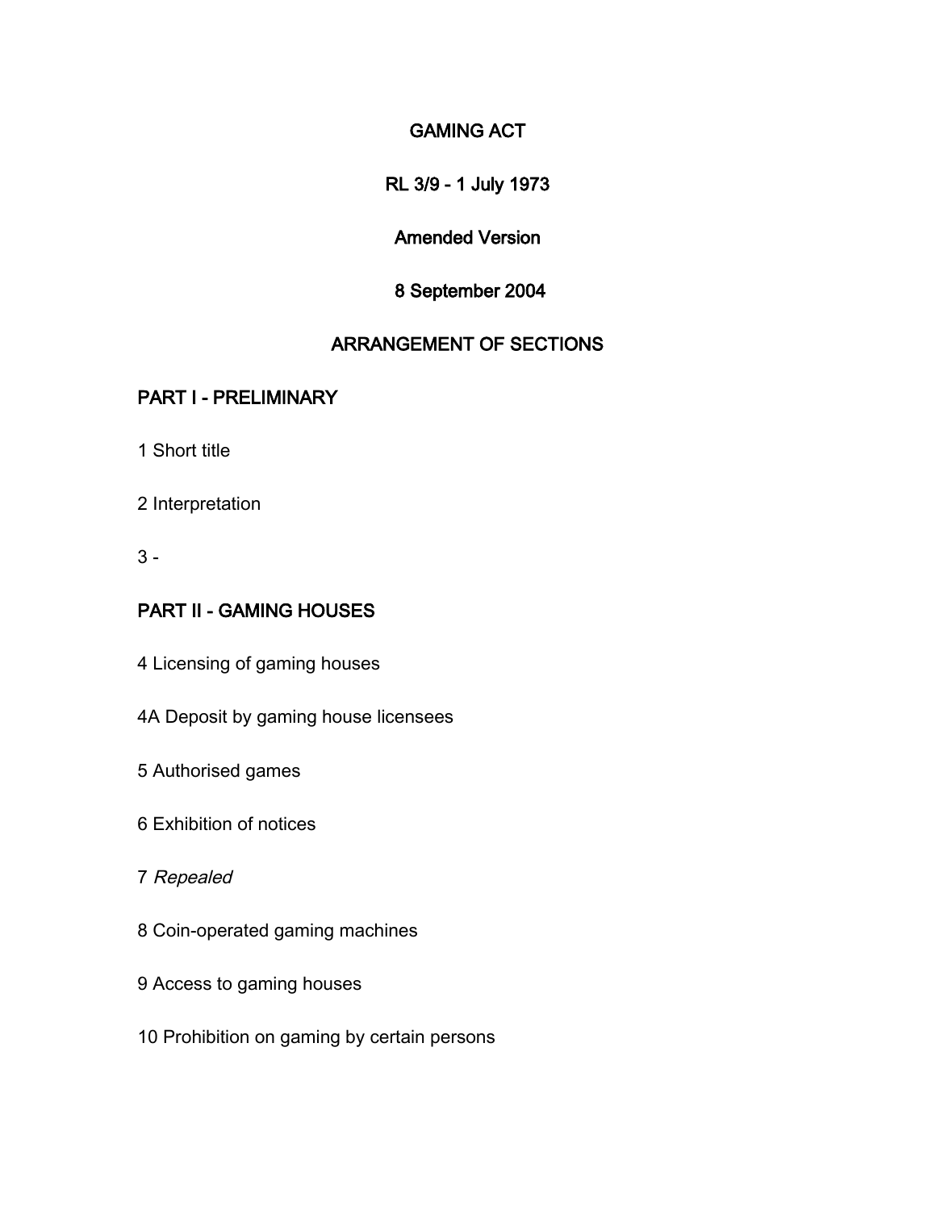# GAMING ACT

## RL 3/9 - 1 July 1973

## Amended Version

## 8 September 2004

## ARRANGEMENT OF SECTIONS

### PART I - PRELIMINARY

1 Short title

2 Interpretation

3 -

### PART II - GAMING HOUSES

4 Licensing of gaming houses

4A Deposit by gaming house licensees

5 Authorised games

6 Exhibition of notices

7 *Repealed*

8 Coin-operated gaming machines

9 Access to gaming houses

10 Prohibition on gaming by certain persons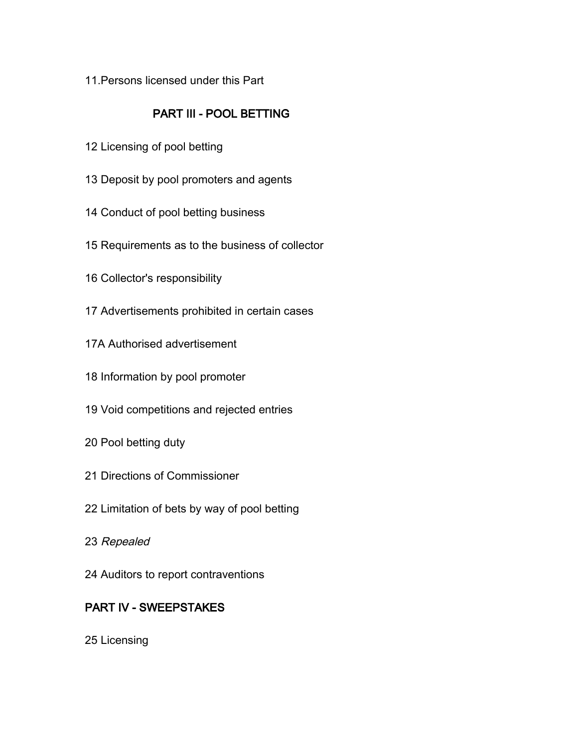11.Persons licensed under this Part

## PART III - POOL BETTING

12 Licensing of pool betting

13 Deposit by pool promoters and agents

14 Conduct of pool betting business

15 Requirements as to the business of collector

16 Collector's responsibility

17 Advertisements prohibited in certain cases

17A Authorised advertisement

18 Information by pool promoter

19 Void competitions and rejected entries

20 Pool betting duty

21 Directions of Commissioner

22 Limitation of bets by way of pool betting

23 *Repealed*

24 Auditors to report contraventions

## PART IV - SWEEPSTAKES

25 Licensing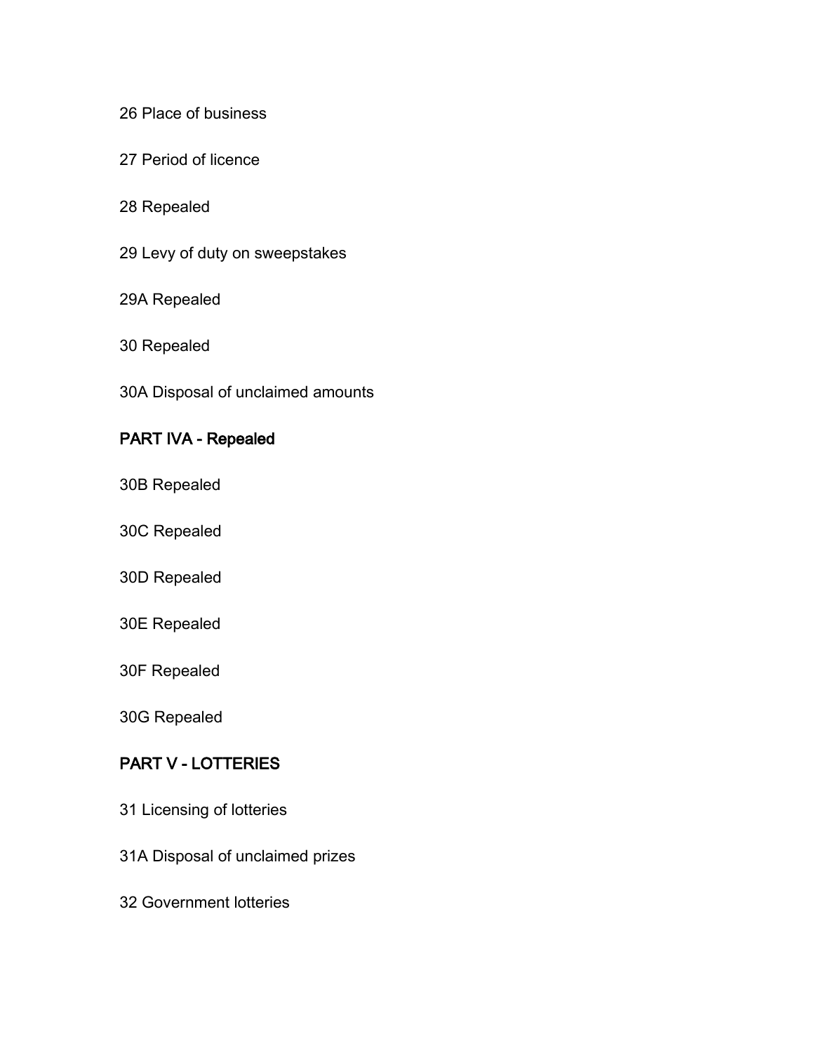26 Place of business

27 Period of licence

28 Repealed

29 Levy of duty on sweepstakes

29A Repealed

30 Repealed

30A Disposal of unclaimed amounts

## PART IVA - Repealed

30B Repealed

30C Repealed

30D Repealed

30E Repealed

30F Repealed

30G Repealed

## PART V - LOTTERIES

31 Licensing of lotteries

31A Disposal of unclaimed prizes

32 Government lotteries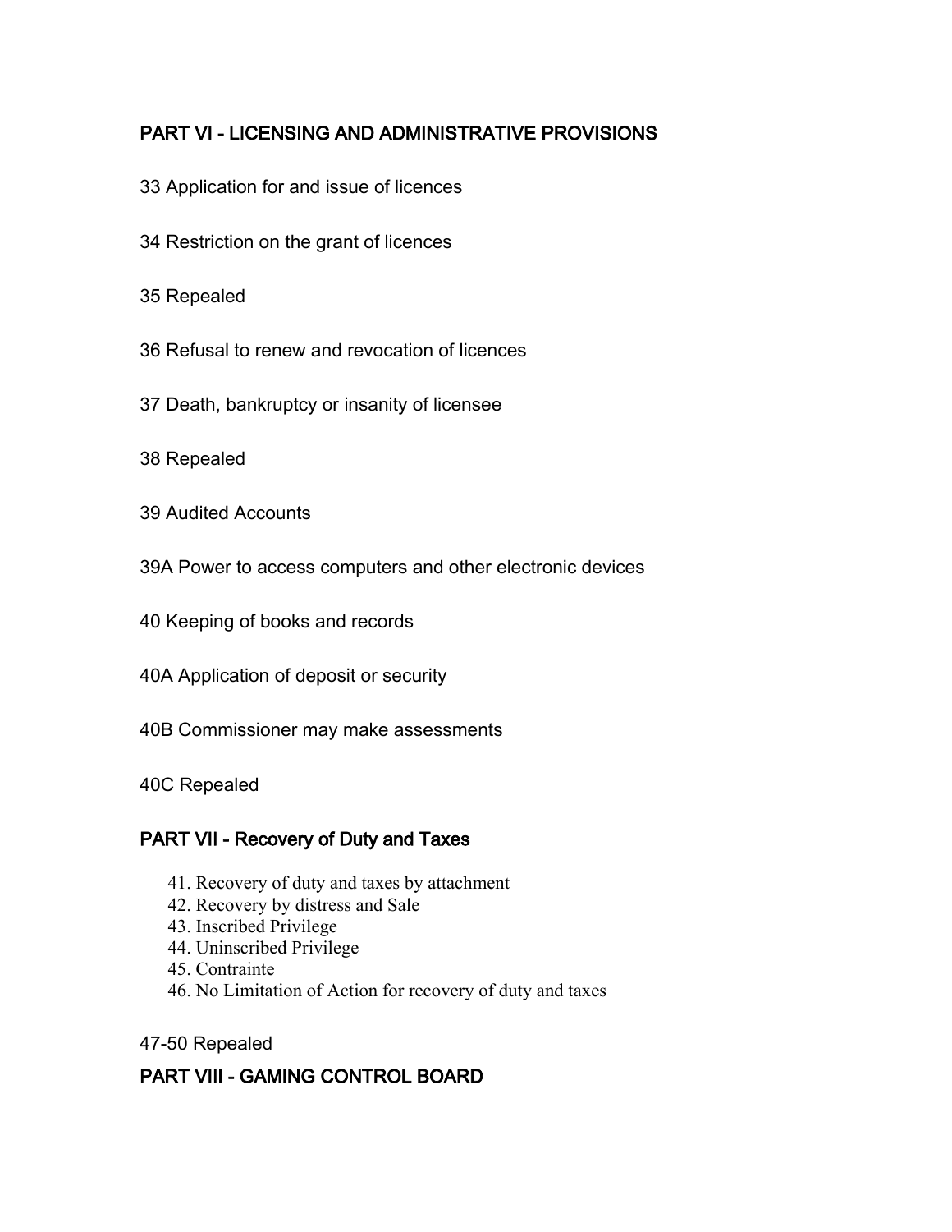## PART VI - LICENSING AND ADMINISTRATIVE PROVISIONS

33 Application for and issue of licences

34 Restriction on the grant of licences

35 Repealed

36 Refusal to renew and revocation of licences

37 Death, bankruptcy or insanity of licensee

38 Repealed

39 Audited Accounts

39A Power to access computers and other electronic devices

40 Keeping of books and records

40A Application of deposit or security

40B Commissioner may make assessments

40C Repealed

## PART VII - Recovery of Duty and Taxes

41. Recovery of duty and taxes by attachment
42. Recovery by distress and Sale
43. Inscribed Privilege
44. Uninscribed Privilege
45. Contrainte
46. No Limitation of Action for recovery of duty and taxes

47-50 Repealed

## PART VIII - GAMING CONTROL BOARD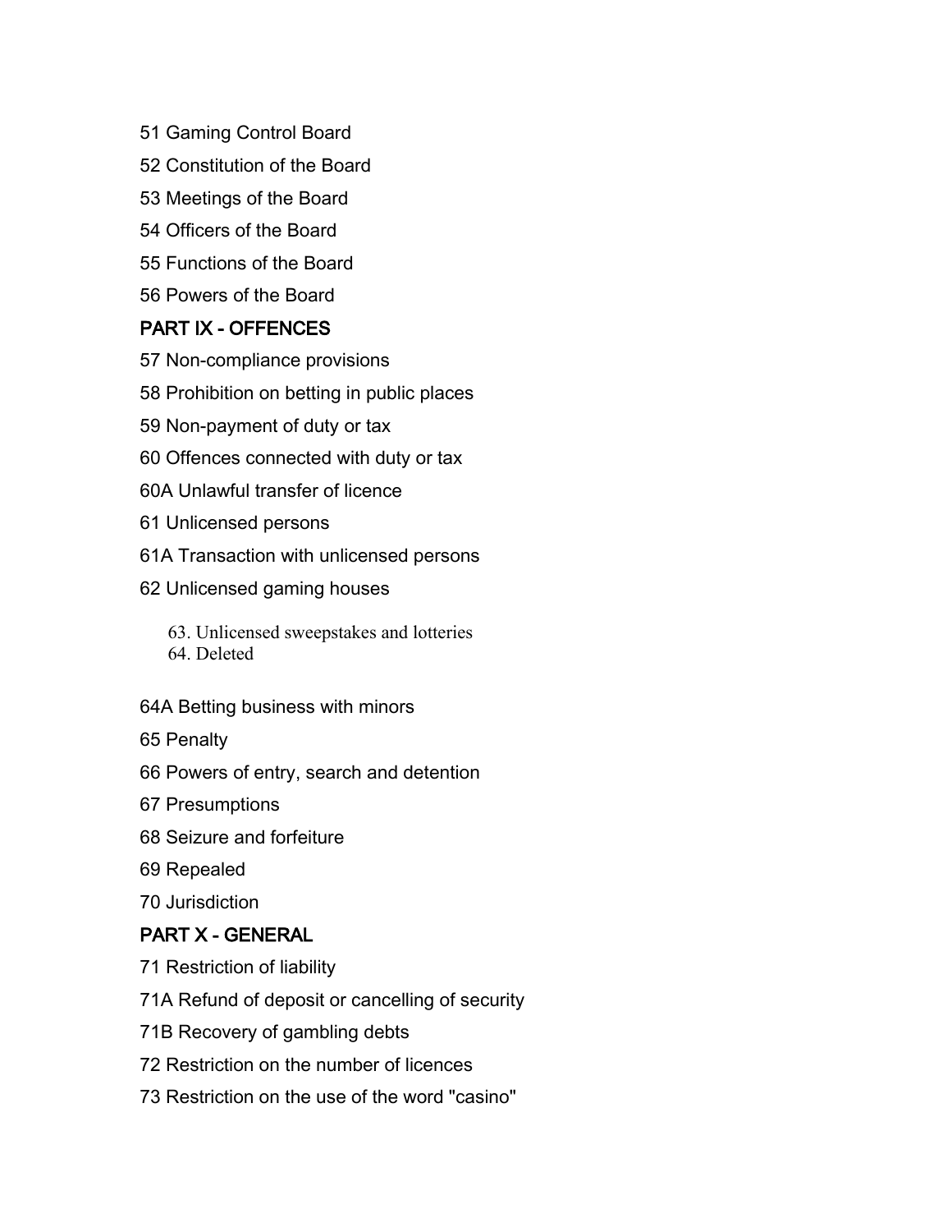51 Gaming Control Board

52 Constitution of the Board

53 Meetings of the Board

54 Officers of the Board

55 Functions of the Board

56 Powers of the Board

## PART IX - OFFENCES

57 Non-compliance provisions

58 Prohibition on betting in public places

59 Non-payment of duty or tax

60 Offences connected with duty or tax

60A Unlawful transfer of licence

61 Unlicensed persons

61A Transaction with unlicensed persons

62 Unlicensed gaming houses

63. Unlicensed sweepstakes and lotteries

64. Deleted

64A Betting business with minors

65 Penalty

66 Powers of entry, search and detention

67 Presumptions

68 Seizure and forfeiture

69 Repealed

70 Jurisdiction

## PART X - GENERAL

71 Restriction of liability

71A Refund of deposit or cancelling of security

71B Recovery of gambling debts

72 Restriction on the number of licences

73 Restriction on the use of the word "casino"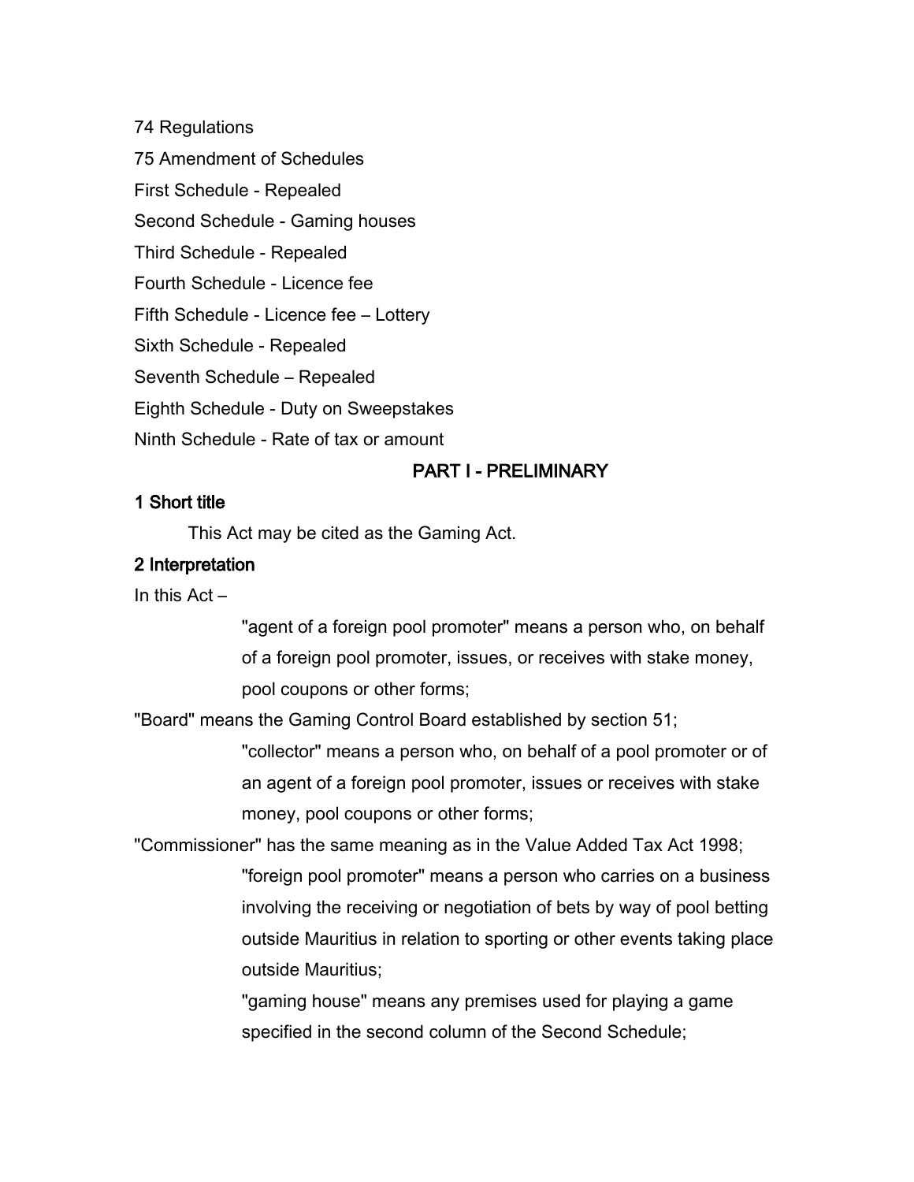74 Regulations

75 Amendment of Schedules

First Schedule - Repealed

Second Schedule - Gaming houses

Third Schedule - Repealed

Fourth Schedule - Licence fee

Fifth Schedule - Licence fee – Lottery

Sixth Schedule - Repealed

Seventh Schedule – Repealed

Eighth Schedule - Duty on Sweepstakes

Ninth Schedule - Rate of tax or amount

## PART I - PRELIMINARY

### 1 Short title

This Act may be cited as the Gaming Act.

### 2 Interpretation

In this Act –

"agent of a foreign pool promoter" means a person who, on behalf of a foreign pool promoter, issues, or receives with stake money, pool coupons or other forms;

"Board" means the Gaming Control Board established by section 51;

"collector" means a person who, on behalf of a pool promoter or of an agent of a foreign pool promoter, issues or receives with stake money, pool coupons or other forms;

"Commissioner" has the same meaning as in the Value Added Tax Act 1998;

"foreign pool promoter" means a person who carries on a business involving the receiving or negotiation of bets by way of pool betting outside Mauritius in relation to sporting or other events taking place outside Mauritius;

"gaming house" means any premises used for playing a game specified in the second column of the Second Schedule;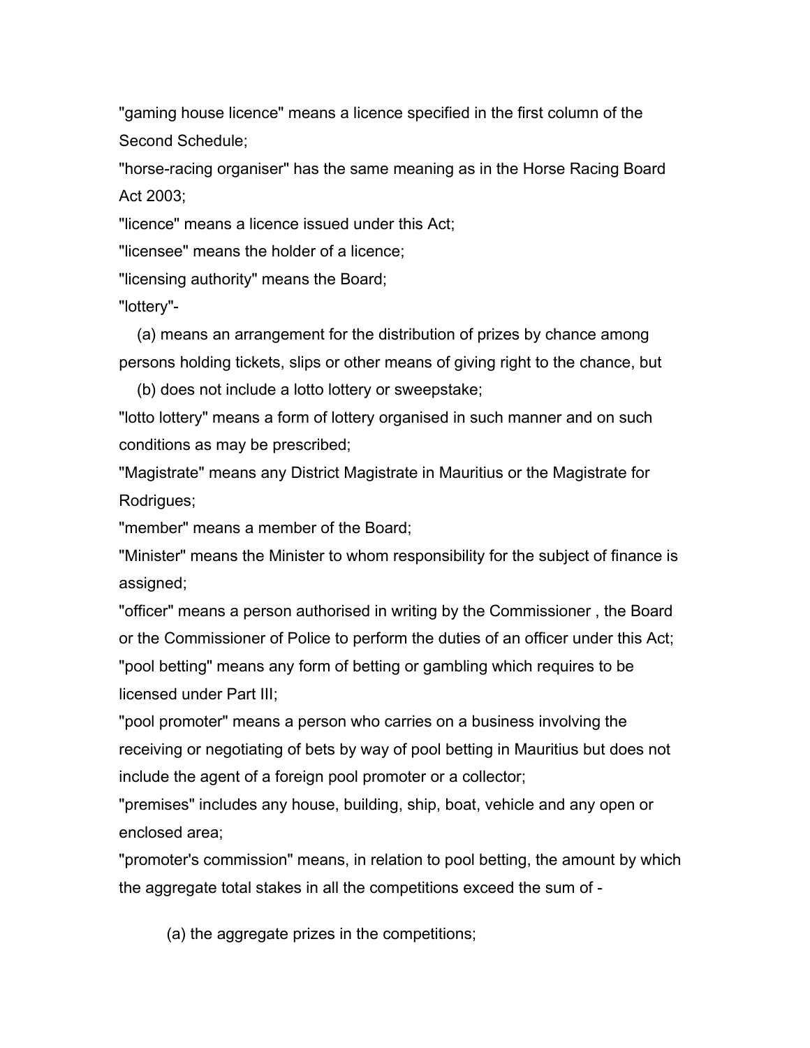"gaming house licence" means a licence specified in the first column of the Second Schedule;

"horse-racing organiser" has the same meaning as in the Horse Racing Board Act 2003;

"licence" means a licence issued under this Act;

"licensee" means the holder of a licence;

"licensing authority" means the Board;

"lottery"-

(a) means an arrangement for the distribution of prizes by chance among persons holding tickets, slips or other means of giving right to the chance, but

(b) does not include a lotto lottery or sweepstake;

"lotto lottery" means a form of lottery organised in such manner and on such conditions as may be prescribed;

"Magistrate" means any District Magistrate in Mauritius or the Magistrate for Rodrigues;

"member" means a member of the Board;

"Minister" means the Minister to whom responsibility for the subject of finance is assigned;

"officer" means a person authorised in writing by the Commissioner , the Board or the Commissioner of Police to perform the duties of an officer under this Act;

"pool betting" means any form of betting or gambling which requires to be licensed under Part III;

"pool promoter" means a person who carries on a business involving the receiving or negotiating of bets by way of pool betting in Mauritius but does not include the agent of a foreign pool promoter or a collector;

"premises" includes any house, building, ship, boat, vehicle and any open or enclosed area;

"promoter's commission" means, in relation to pool betting, the amount by which the aggregate total stakes in all the competitions exceed the sum of -

(a) the aggregate prizes in the competitions;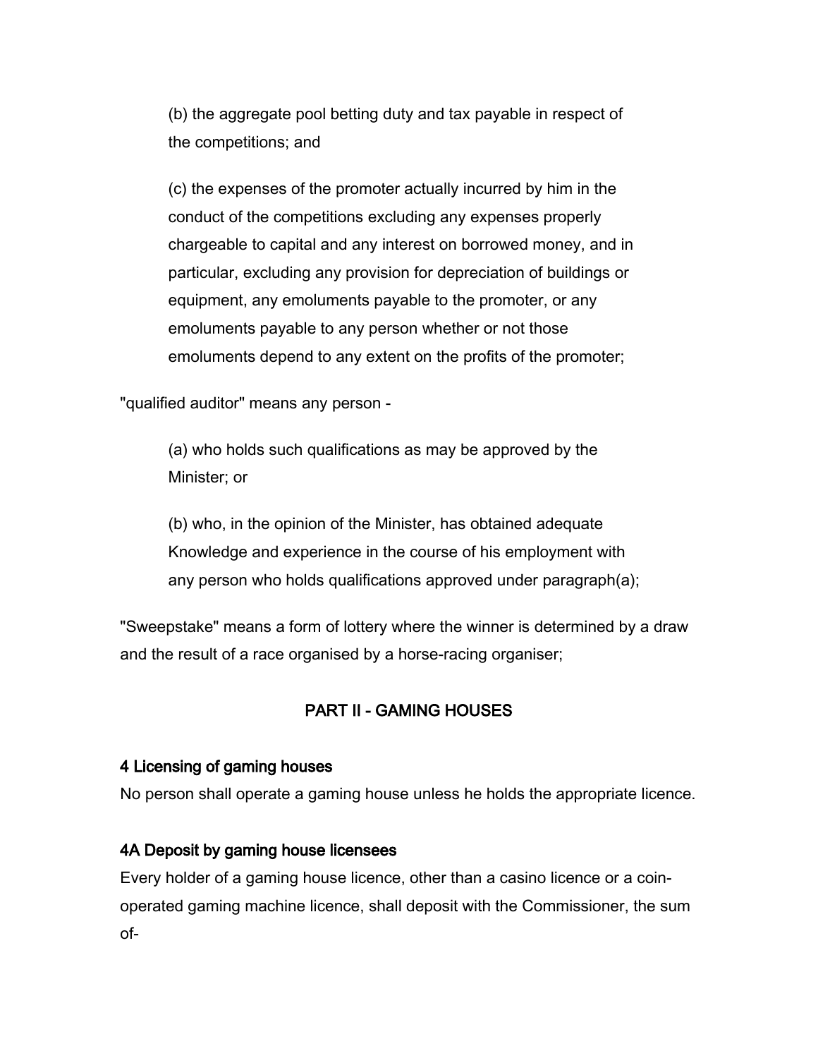(b) the aggregate pool betting duty and tax payable in respect of the competitions; and

(c) the expenses of the promoter actually incurred by him in the conduct of the competitions excluding any expenses properly chargeable to capital and any interest on borrowed money, and in particular, excluding any provision for depreciation of buildings or equipment, any emoluments payable to the promoter, or any emoluments payable to any person whether or not those emoluments depend to any extent on the profits of the promoter;

"qualified auditor" means any person -

(a) who holds such qualifications as may be approved by the Minister; or

(b) who, in the opinion of the Minister, has obtained adequate Knowledge and experience in the course of his employment with any person who holds qualifications approved under paragraph(a);

"Sweepstake" means a form of lottery where the winner is determined by a draw and the result of a race organised by a horse-racing organiser;

## PART II - GAMING HOUSES

### 4 Licensing of gaming houses

No person shall operate a gaming house unless he holds the appropriate licence.

### 4A Deposit by gaming house licensees

Every holder of a gaming house licence, other than a casino licence or a coin-operated gaming machine licence, shall deposit with the Commissioner, the sum of-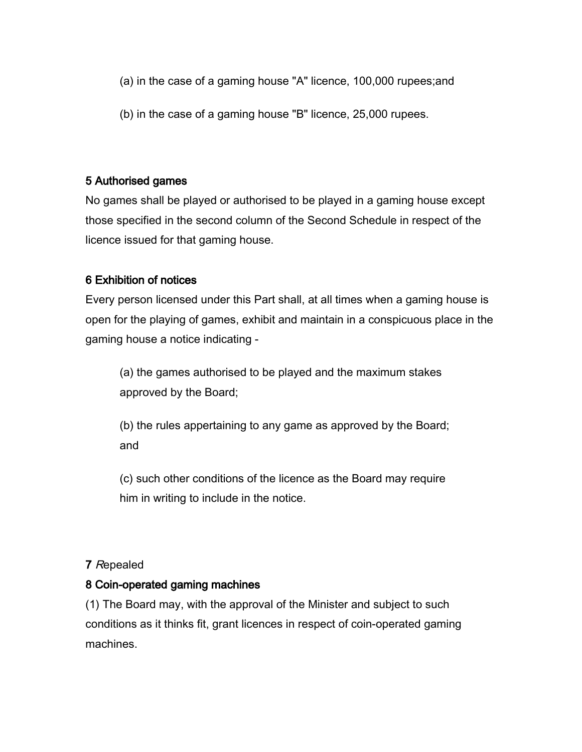(a) in the case of a gaming house "A" licence, 100,000 rupees;and

(b) in the case of a gaming house "B" licence, 25,000 rupees.

### 5 Authorised games

No games shall be played or authorised to be played in a gaming house except those specified in the second column of the Second Schedule in respect of the licence issued for that gaming house.

### 6 Exhibition of notices

Every person licensed under this Part shall, at all times when a gaming house is open for the playing of games, exhibit and maintain in a conspicuous place in the gaming house a notice indicating -

(a) the games authorised to be played and the maximum stakes approved by the Board;

(b) the rules appertaining to any game as approved by the Board; and

(c) such other conditions of the licence as the Board may require him in writing to include in the notice.

**7** *R*epealed

### 8 Coin-operated gaming machines

(1) The Board may, with the approval of the Minister and subject to such conditions as it thinks fit, grant licences in respect of coin-operated gaming machines.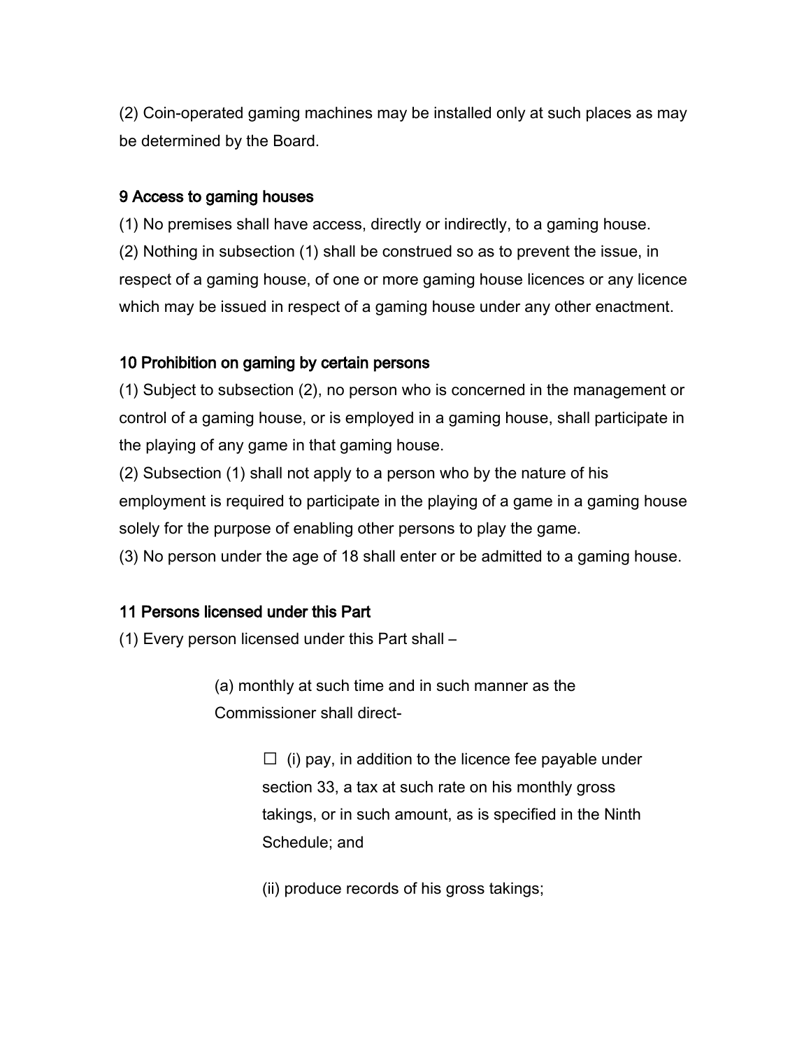(2) Coin-operated gaming machines may be installed only at such places as may be determined by the Board.

### 9 Access to gaming houses

(1) No premises shall have access, directly or indirectly, to a gaming house.

(2) Nothing in subsection (1) shall be construed so as to prevent the issue, in respect of a gaming house, of one or more gaming house licences or any licence which may be issued in respect of a gaming house under any other enactment.

### 10 Prohibition on gaming by certain persons

(1) Subject to subsection (2), no person who is concerned in the management or control of a gaming house, or is employed in a gaming house, shall participate in the playing of any game in that gaming house.

(2) Subsection (1) shall not apply to a person who by the nature of his employment is required to participate in the playing of a game in a gaming house solely for the purpose of enabling other persons to play the game.

(3) No person under the age of 18 shall enter or be admitted to a gaming house.

### 11 Persons licensed under this Part

(1) Every person licensed under this Part shall –

> (a) monthly at such time and in such manner as the Commissioner shall direct-
>
> > ☐ (i) pay, in addition to the licence fee payable under section 33, a tax at such rate on his monthly gross takings, or in such amount, as is specified in the Ninth Schedule; and
> >
> > (ii) produce records of his gross takings;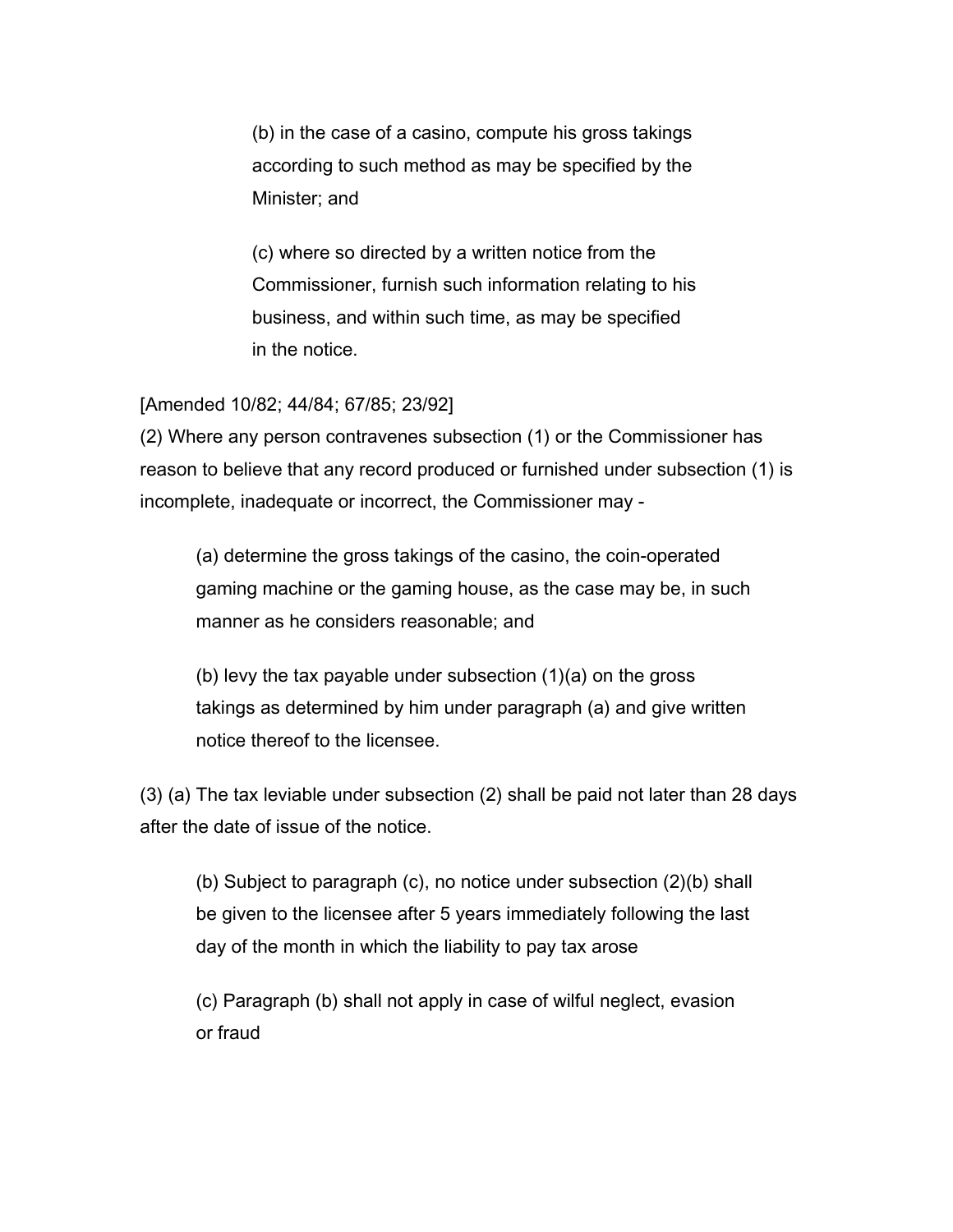(b) in the case of a casino, compute his gross takings according to such method as may be specified by the Minister; and

(c) where so directed by a written notice from the Commissioner, furnish such information relating to his business, and within such time, as may be specified in the notice.

[Amended 10/82; 44/84; 67/85; 23/92]

(2) Where any person contravenes subsection (1) or the Commissioner has reason to believe that any record produced or furnished under subsection (1) is incomplete, inadequate or incorrect, the Commissioner may -

(a) determine the gross takings of the casino, the coin-operated gaming machine or the gaming house, as the case may be, in such manner as he considers reasonable; and

(b) levy the tax payable under subsection (1)(a) on the gross takings as determined by him under paragraph (a) and give written notice thereof to the licensee.

(3) (a) The tax leviable under subsection (2) shall be paid not later than 28 days after the date of issue of the notice.

(b) Subject to paragraph (c), no notice under subsection (2)(b) shall be given to the licensee after 5 years immediately following the last day of the month in which the liability to pay tax arose

(c) Paragraph (b) shall not apply in case of wilful neglect, evasion or fraud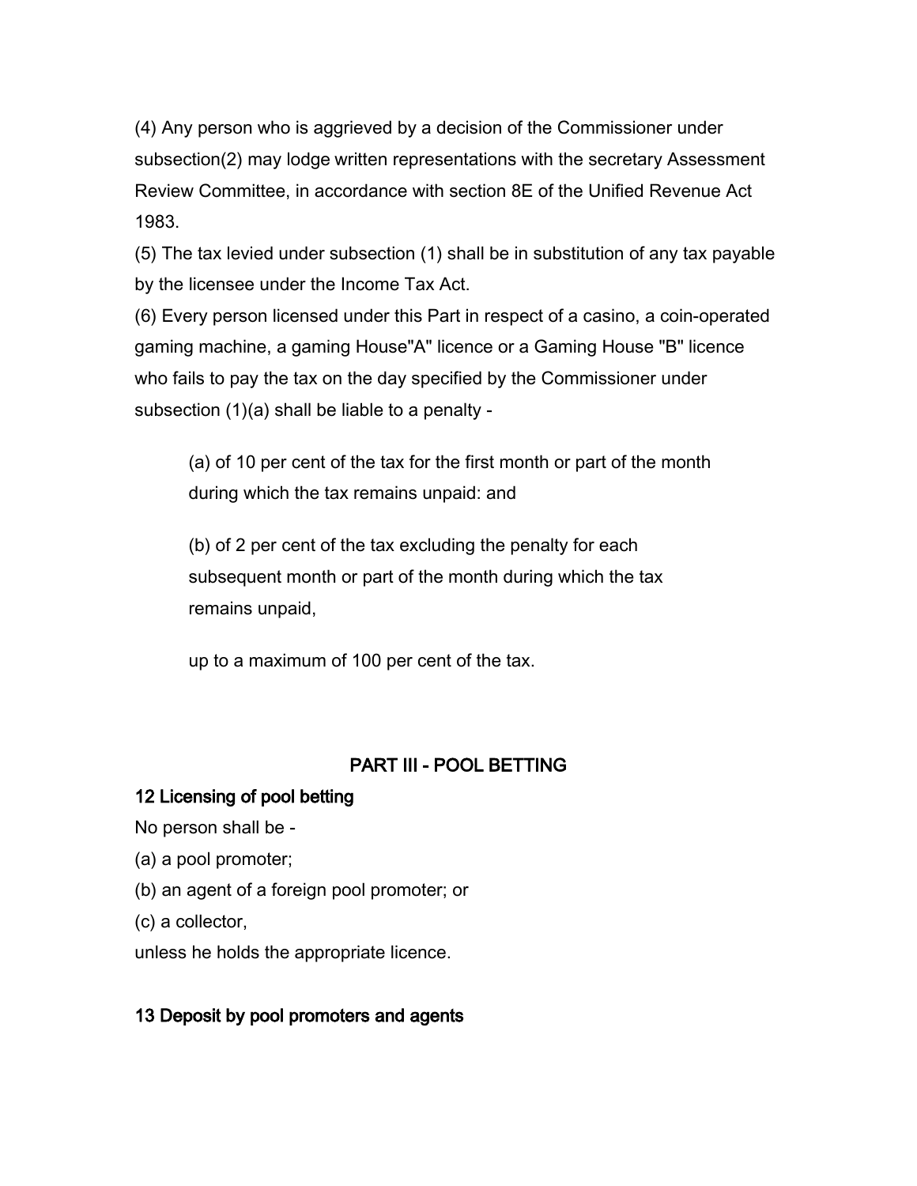(4) Any person who is aggrieved by a decision of the Commissioner under subsection(2) may lodge written representations with the secretary Assessment Review Committee, in accordance with section 8E of the Unified Revenue Act 1983.

(5) The tax levied under subsection (1) shall be in substitution of any tax payable by the licensee under the Income Tax Act.

(6) Every person licensed under this Part in respect of a casino, a coin-operated gaming machine, a gaming House"A" licence or a Gaming House "B" licence who fails to pay the tax on the day specified by the Commissioner under subsection (1)(a) shall be liable to a penalty -

> (a) of 10 per cent of the tax for the first month or part of the month during which the tax remains unpaid: and
>
> (b) of 2 per cent of the tax excluding the penalty for each subsequent month or part of the month during which the tax remains unpaid,
>
> up to a maximum of 100 per cent of the tax.

## PART III - POOL BETTING

### 12 Licensing of pool betting

No person shall be -

(a) a pool promoter;

(b) an agent of a foreign pool promoter; or

(c) a collector,

unless he holds the appropriate licence.

### 13 Deposit by pool promoters and agents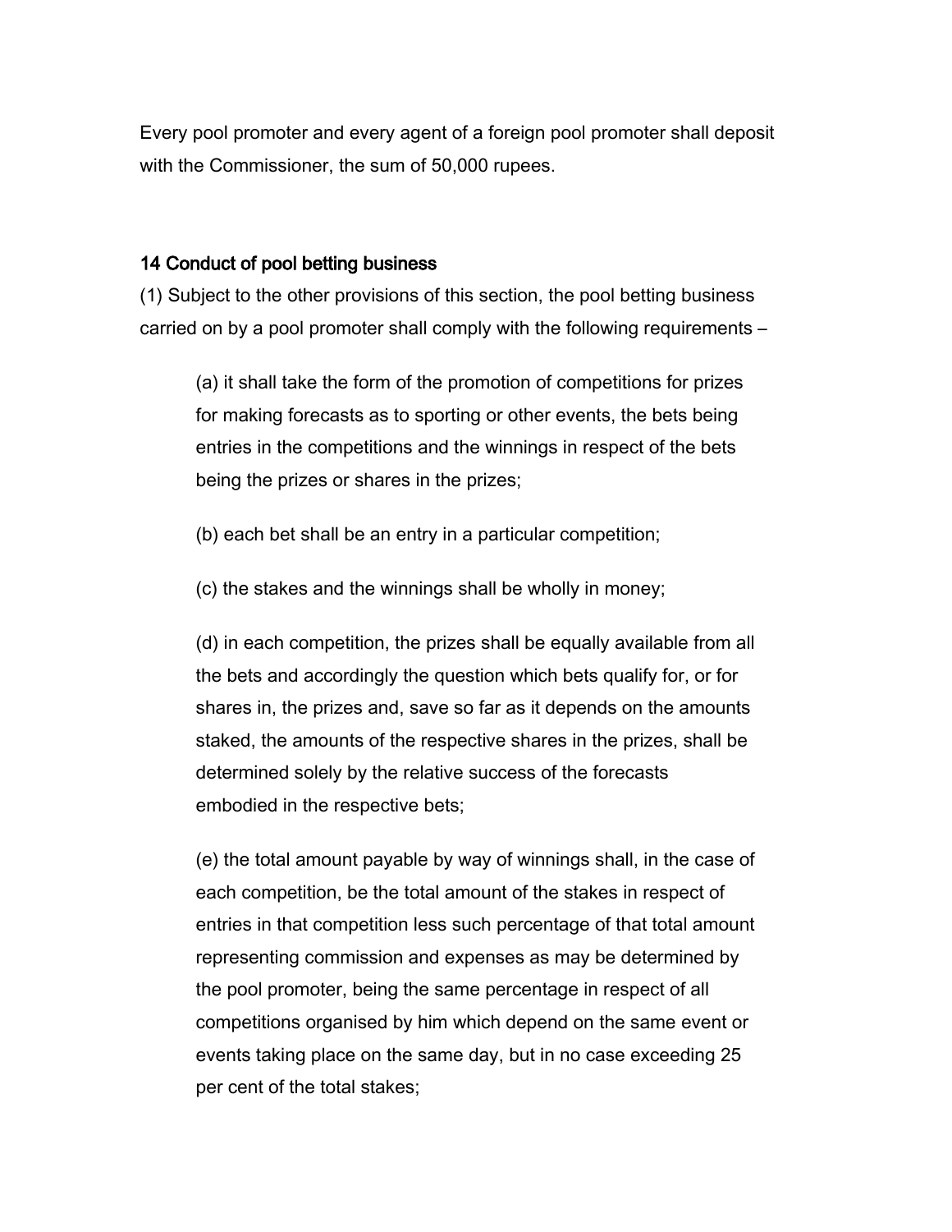Every pool promoter and every agent of a foreign pool promoter shall deposit with the Commissioner, the sum of 50,000 rupees.

### 14 Conduct of pool betting business

(1) Subject to the other provisions of this section, the pool betting business carried on by a pool promoter shall comply with the following requirements –

(a) it shall take the form of the promotion of competitions for prizes for making forecasts as to sporting or other events, the bets being entries in the competitions and the winnings in respect of the bets being the prizes or shares in the prizes;

(b) each bet shall be an entry in a particular competition;

(c) the stakes and the winnings shall be wholly in money;

(d) in each competition, the prizes shall be equally available from all the bets and accordingly the question which bets qualify for, or for shares in, the prizes and, save so far as it depends on the amounts staked, the amounts of the respective shares in the prizes, shall be determined solely by the relative success of the forecasts embodied in the respective bets;

(e) the total amount payable by way of winnings shall, in the case of each competition, be the total amount of the stakes in respect of entries in that competition less such percentage of that total amount representing commission and expenses as may be determined by the pool promoter, being the same percentage in respect of all competitions organised by him which depend on the same event or events taking place on the same day, but in no case exceeding 25 per cent of the total stakes;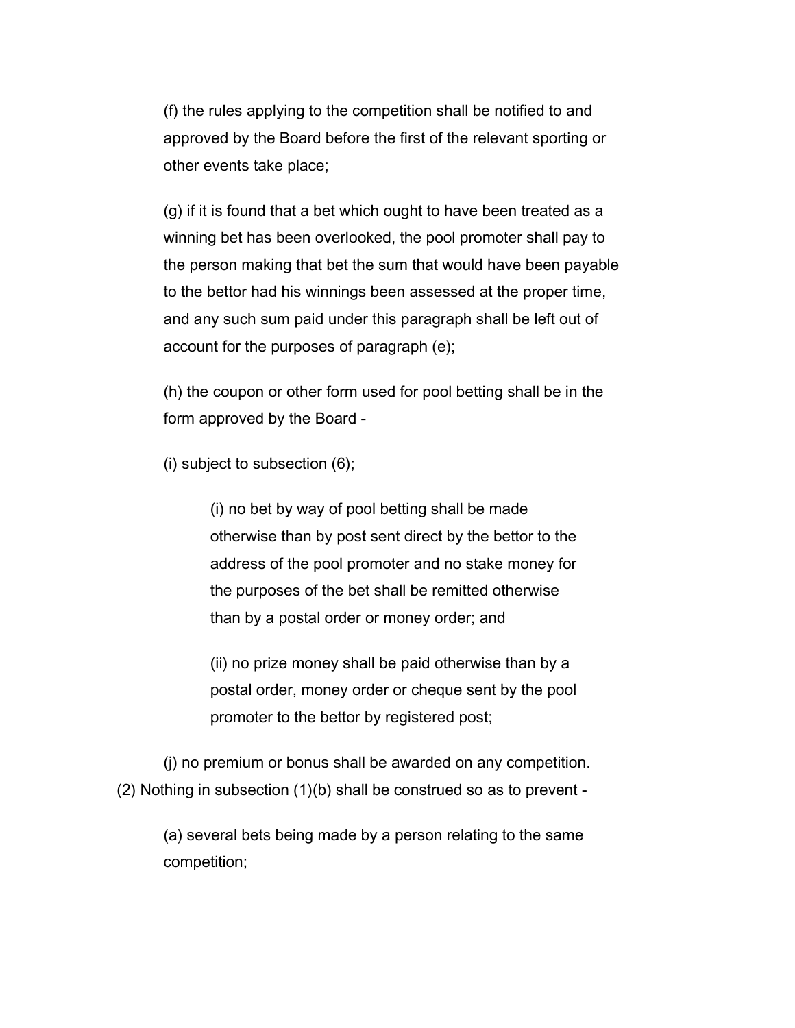(f) the rules applying to the competition shall be notified to and approved by the Board before the first of the relevant sporting or other events take place;

(g) if it is found that a bet which ought to have been treated as a winning bet has been overlooked, the pool promoter shall pay to the person making that bet the sum that would have been payable to the bettor had his winnings been assessed at the proper time, and any such sum paid under this paragraph shall be left out of account for the purposes of paragraph (e);

(h) the coupon or other form used for pool betting shall be in the form approved by the Board -

(i) subject to subsection (6);

> (i) no bet by way of pool betting shall be made otherwise than by post sent direct by the bettor to the address of the pool promoter and no stake money for the purposes of the bet shall be remitted otherwise than by a postal order or money order; and
>
> (ii) no prize money shall be paid otherwise than by a postal order, money order or cheque sent by the pool promoter to the bettor by registered post;

(j) no premium or bonus shall be awarded on any competition.

(2) Nothing in subsection (1)(b) shall be construed so as to prevent -

(a) several bets being made by a person relating to the same competition;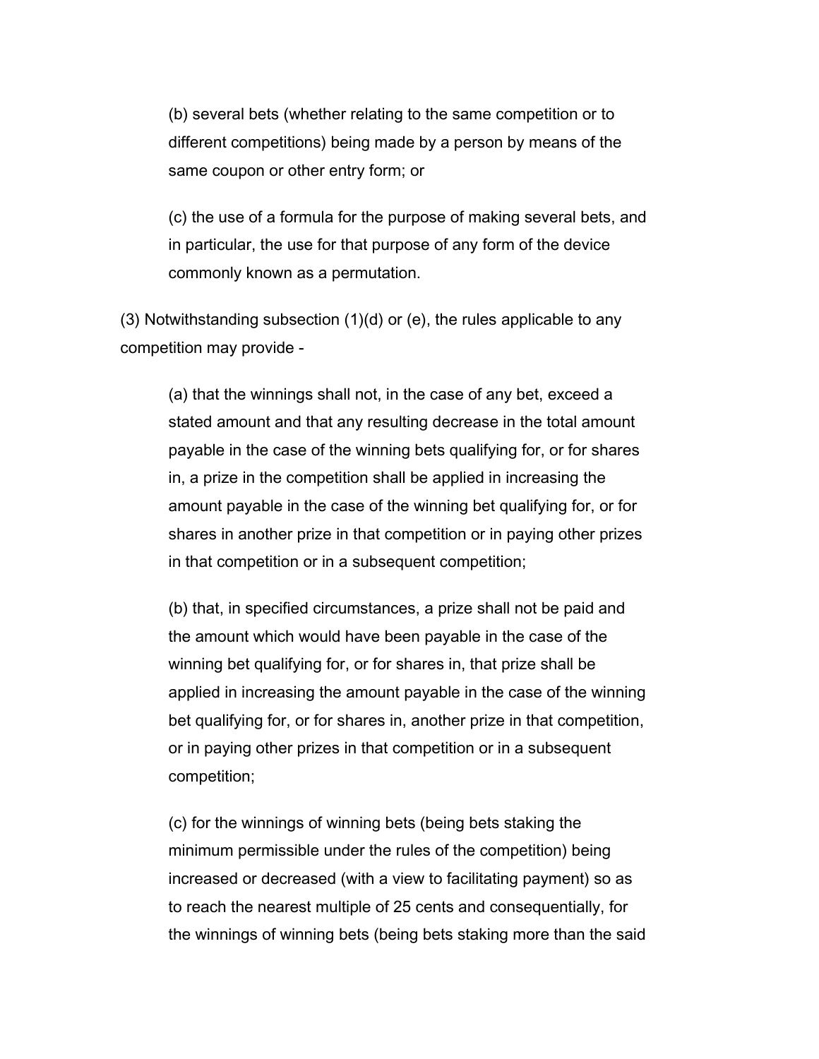(b) several bets (whether relating to the same competition or to different competitions) being made by a person by means of the same coupon or other entry form; or

(c) the use of a formula for the purpose of making several bets, and in particular, the use for that purpose of any form of the device commonly known as a permutation.

(3) Notwithstanding subsection (1)(d) or (e), the rules applicable to any competition may provide -

(a) that the winnings shall not, in the case of any bet, exceed a stated amount and that any resulting decrease in the total amount payable in the case of the winning bets qualifying for, or for shares in, a prize in the competition shall be applied in increasing the amount payable in the case of the winning bet qualifying for, or for shares in another prize in that competition or in paying other prizes in that competition or in a subsequent competition;

(b) that, in specified circumstances, a prize shall not be paid and the amount which would have been payable in the case of the winning bet qualifying for, or for shares in, that prize shall be applied in increasing the amount payable in the case of the winning bet qualifying for, or for shares in, another prize in that competition, or in paying other prizes in that competition or in a subsequent competition;

(c) for the winnings of winning bets (being bets staking the minimum permissible under the rules of the competition) being increased or decreased (with a view to facilitating payment) so as to reach the nearest multiple of 25 cents and consequentially, for the winnings of winning bets (being bets staking more than the said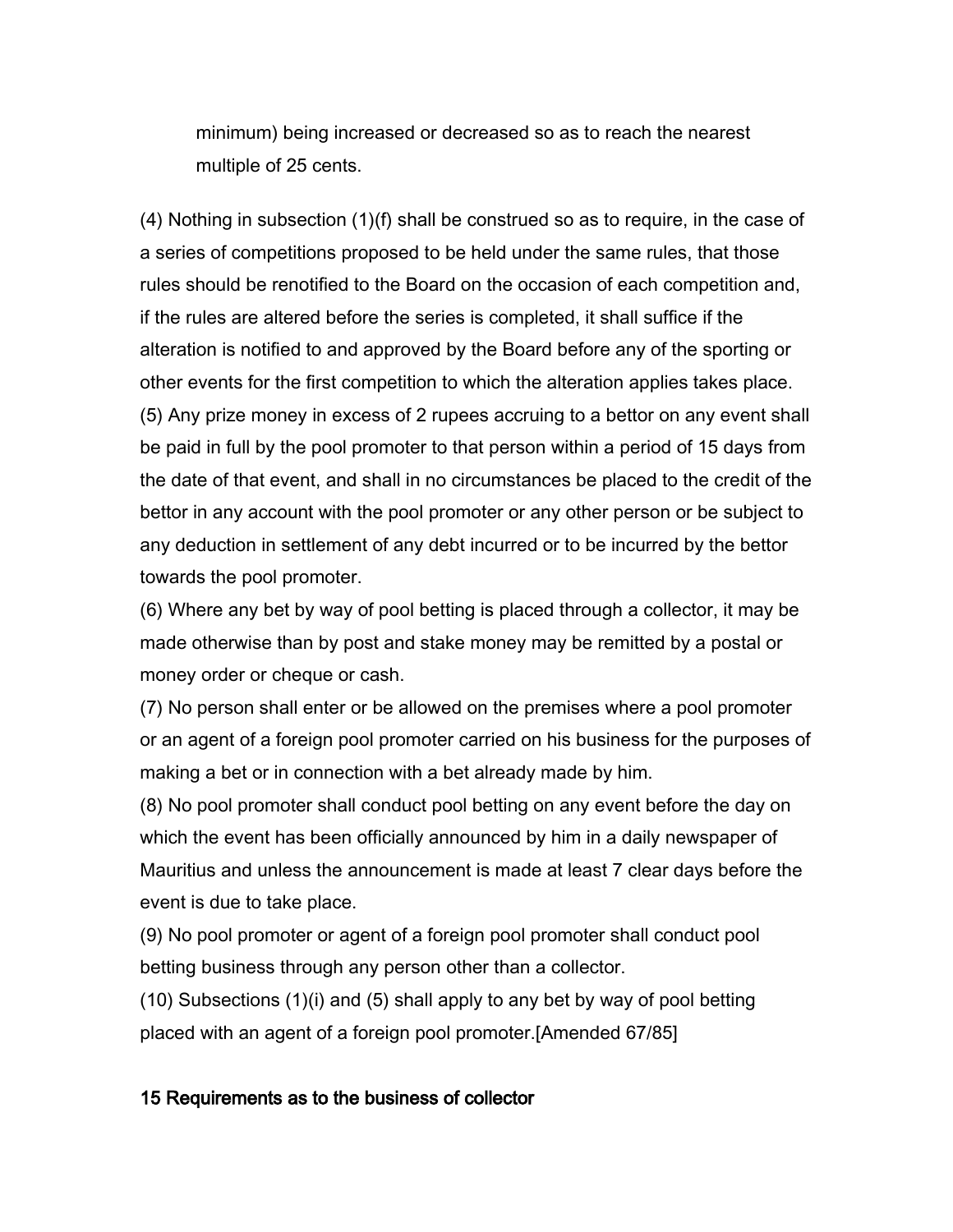minimum) being increased or decreased so as to reach the nearest multiple of 25 cents.

(4) Nothing in subsection (1)(f) shall be construed so as to require, in the case of a series of competitions proposed to be held under the same rules, that those rules should be renotified to the Board on the occasion of each competition and, if the rules are altered before the series is completed, it shall suffice if the alteration is notified to and approved by the Board before any of the sporting or other events for the first competition to which the alteration applies takes place.

(5) Any prize money in excess of 2 rupees accruing to a bettor on any event shall be paid in full by the pool promoter to that person within a period of 15 days from the date of that event, and shall in no circumstances be placed to the credit of the bettor in any account with the pool promoter or any other person or be subject to any deduction in settlement of any debt incurred or to be incurred by the bettor towards the pool promoter.

(6) Where any bet by way of pool betting is placed through a collector, it may be made otherwise than by post and stake money may be remitted by a postal or money order or cheque or cash.

(7) No person shall enter or be allowed on the premises where a pool promoter or an agent of a foreign pool promoter carried on his business for the purposes of making a bet or in connection with a bet already made by him.

(8) No pool promoter shall conduct pool betting on any event before the day on which the event has been officially announced by him in a daily newspaper of Mauritius and unless the announcement is made at least 7 clear days before the event is due to take place.

(9) No pool promoter or agent of a foreign pool promoter shall conduct pool betting business through any person other than a collector.

(10) Subsections (1)(i) and (5) shall apply to any bet by way of pool betting placed with an agent of a foreign pool promoter.[Amended 67/85]

### 15 Requirements as to the business of collector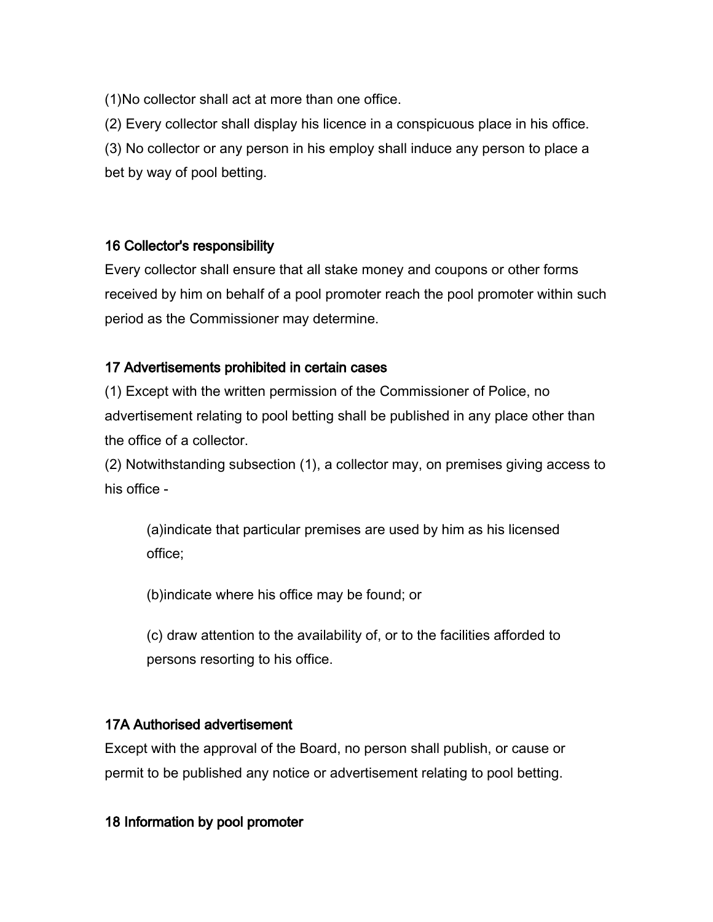(1)No collector shall act at more than one office.

(2) Every collector shall display his licence in a conspicuous place in his office.

(3) No collector or any person in his employ shall induce any person to place a bet by way of pool betting.

### 16 Collector's responsibility

Every collector shall ensure that all stake money and coupons or other forms received by him on behalf of a pool promoter reach the pool promoter within such period as the Commissioner may determine.

### 17 Advertisements prohibited in certain cases

(1) Except with the written permission of the Commissioner of Police, no advertisement relating to pool betting shall be published in any place other than the office of a collector.

(2) Notwithstanding subsection (1), a collector may, on premises giving access to his office -

> (a)indicate that particular premises are used by him as his licensed office;
>
> (b)indicate where his office may be found; or
>
> (c) draw attention to the availability of, or to the facilities afforded to persons resorting to his office.

### 17A Authorised advertisement

Except with the approval of the Board, no person shall publish, or cause or permit to be published any notice or advertisement relating to pool betting.

### 18 Information by pool promoter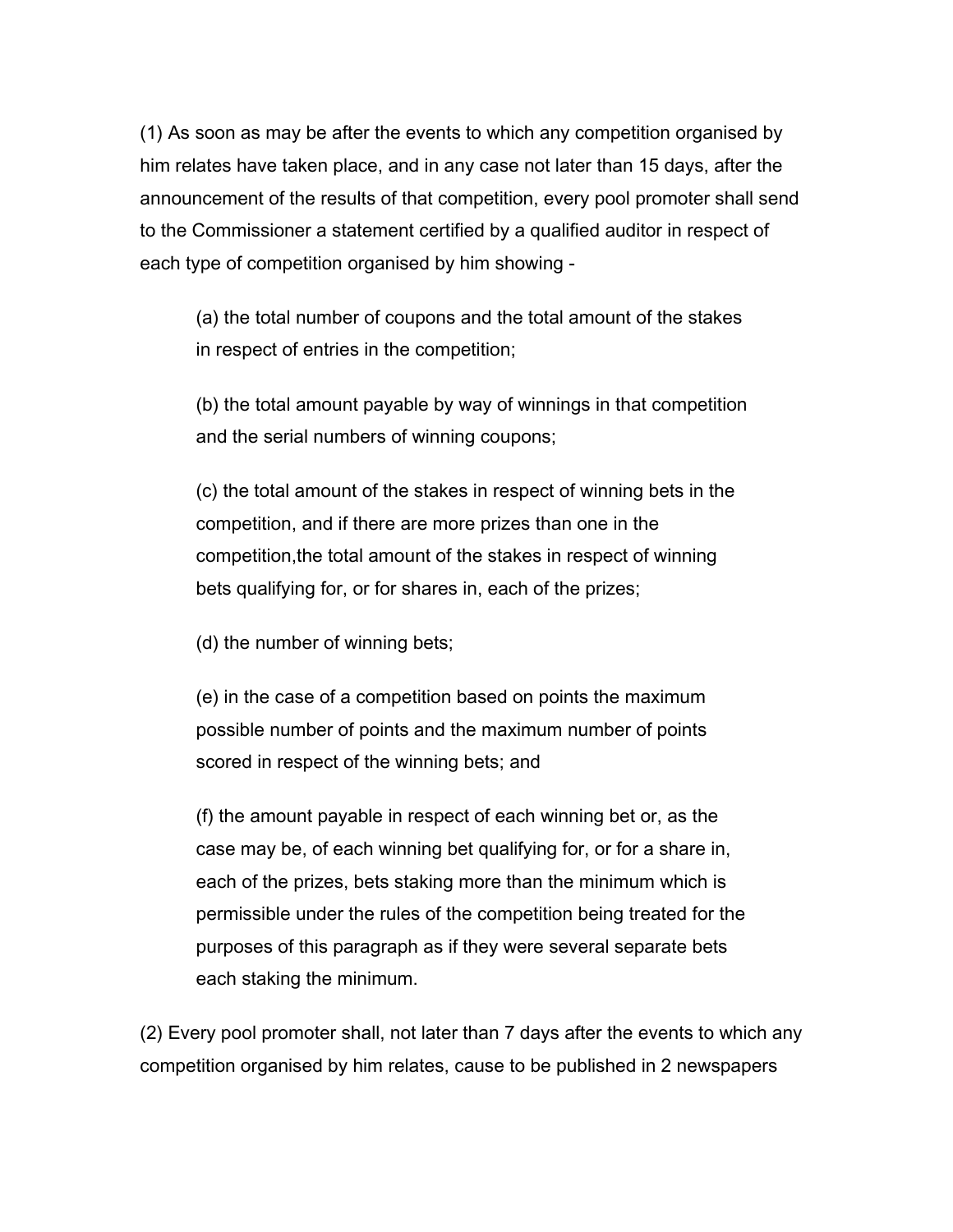(1) As soon as may be after the events to which any competition organised by him relates have taken place, and in any case not later than 15 days, after the announcement of the results of that competition, every pool promoter shall send to the Commissioner a statement certified by a qualified auditor in respect of each type of competition organised by him showing -

(a) the total number of coupons and the total amount of the stakes in respect of entries in the competition;

(b) the total amount payable by way of winnings in that competition and the serial numbers of winning coupons;

(c) the total amount of the stakes in respect of winning bets in the competition, and if there are more prizes than one in the competition,the total amount of the stakes in respect of winning bets qualifying for, or for shares in, each of the prizes;

(d) the number of winning bets;

(e) in the case of a competition based on points the maximum possible number of points and the maximum number of points scored in respect of the winning bets; and

(f) the amount payable in respect of each winning bet or, as the case may be, of each winning bet qualifying for, or for a share in, each of the prizes, bets staking more than the minimum which is permissible under the rules of the competition being treated for the purposes of this paragraph as if they were several separate bets each staking the minimum.

(2) Every pool promoter shall, not later than 7 days after the events to which any competition organised by him relates, cause to be published in 2 newspapers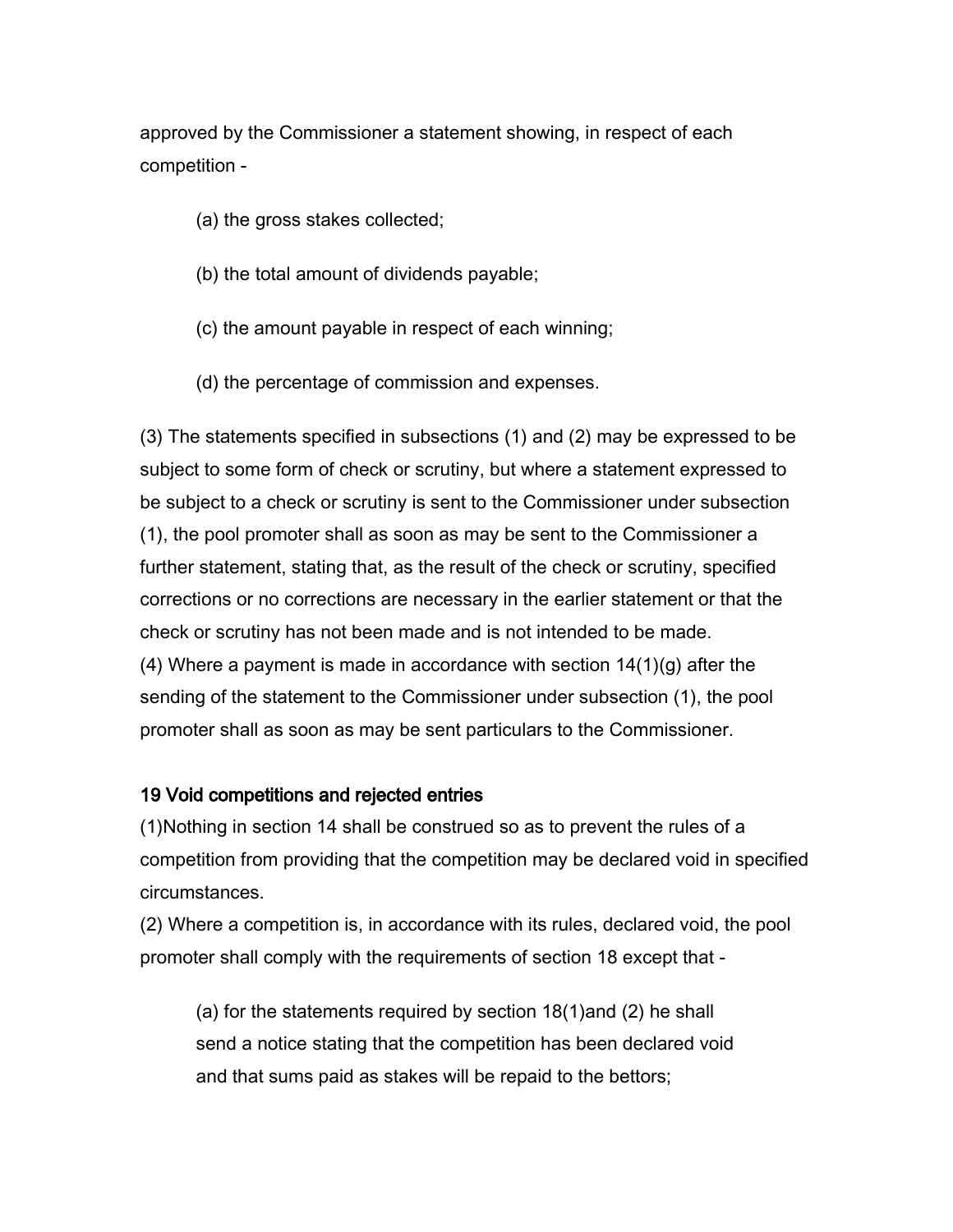approved by the Commissioner a statement showing, in respect of each competition -

(a) the gross stakes collected;

(b) the total amount of dividends payable;

(c) the amount payable in respect of each winning;

(d) the percentage of commission and expenses.

(3) The statements specified in subsections (1) and (2) may be expressed to be subject to some form of check or scrutiny, but where a statement expressed to be subject to a check or scrutiny is sent to the Commissioner under subsection (1), the pool promoter shall as soon as may be sent to the Commissioner a further statement, stating that, as the result of the check or scrutiny, specified corrections or no corrections are necessary in the earlier statement or that the check or scrutiny has not been made and is not intended to be made.
(4) Where a payment is made in accordance with section 14(1)(g) after the sending of the statement to the Commissioner under subsection (1), the pool promoter shall as soon as may be sent particulars to the Commissioner.

### 19 Void competitions and rejected entries

(1)Nothing in section 14 shall be construed so as to prevent the rules of a competition from providing that the competition may be declared void in specified circumstances.
(2) Where a competition is, in accordance with its rules, declared void, the pool promoter shall comply with the requirements of section 18 except that -

(a) for the statements required by section 18(1)and (2) he shall send a notice stating that the competition has been declared void and that sums paid as stakes will be repaid to the bettors;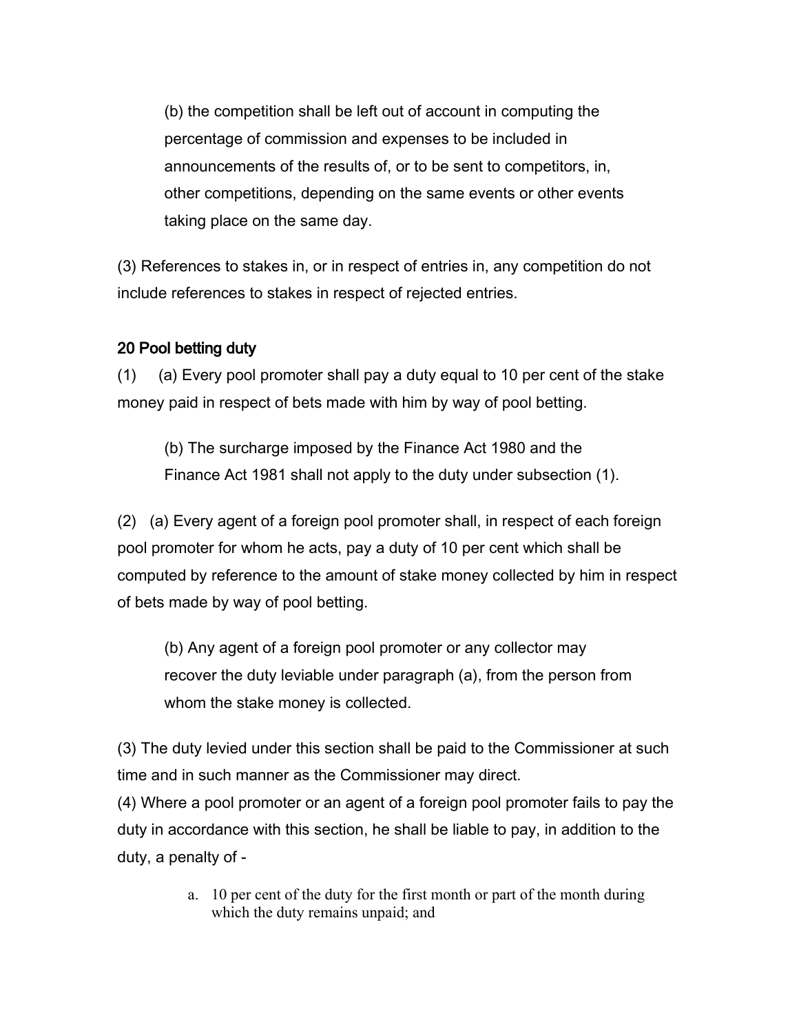(b) the competition shall be left out of account in computing the percentage of commission and expenses to be included in announcements of the results of, or to be sent to competitors, in, other competitions, depending on the same events or other events taking place on the same day.

(3) References to stakes in, or in respect of entries in, any competition do not include references to stakes in respect of rejected entries.

## 20 Pool betting duty

(1) (a) Every pool promoter shall pay a duty equal to 10 per cent of the stake money paid in respect of bets made with him by way of pool betting.

(b) The surcharge imposed by the Finance Act 1980 and the Finance Act 1981 shall not apply to the duty under subsection (1).

(2) (a) Every agent of a foreign pool promoter shall, in respect of each foreign pool promoter for whom he acts, pay a duty of 10 per cent which shall be computed by reference to the amount of stake money collected by him in respect of bets made by way of pool betting.

(b) Any agent of a foreign pool promoter or any collector may recover the duty leviable under paragraph (a), from the person from whom the stake money is collected.

(3) The duty levied under this section shall be paid to the Commissioner at such time and in such manner as the Commissioner may direct.

(4) Where a pool promoter or an agent of a foreign pool promoter fails to pay the duty in accordance with this section, he shall be liable to pay, in addition to the duty, a penalty of -

a. 10 per cent of the duty for the first month or part of the month during which the duty remains unpaid; and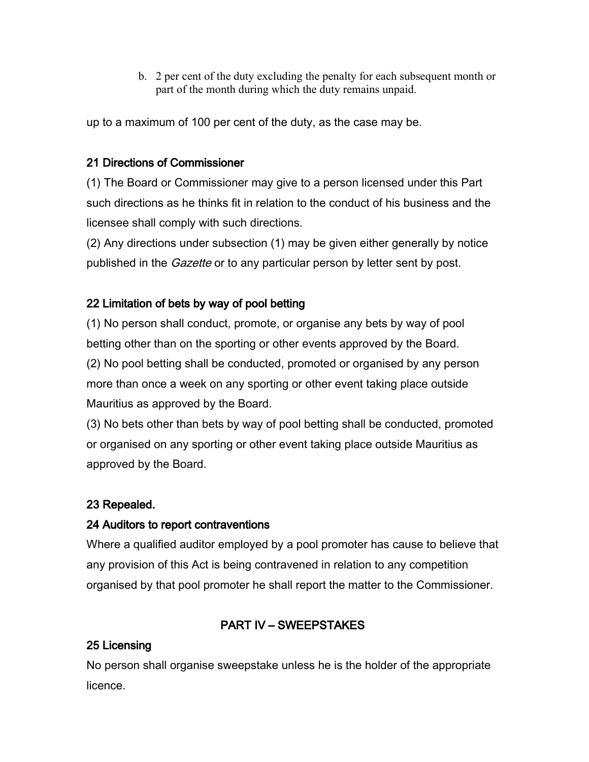b. 2 per cent of the duty excluding the penalty for each subsequent month or part of the month during which the duty remains unpaid.

up to a maximum of 100 per cent of the duty, as the case may be.

### 21 Directions of Commissioner

(1) The Board or Commissioner may give to a person licensed under this Part such directions as he thinks fit in relation to the conduct of his business and the licensee shall comply with such directions.

(2) Any directions under subsection (1) may be given either generally by notice published in the *Gazette* or to any particular person by letter sent by post.

### 22 Limitation of bets by way of pool betting

(1) No person shall conduct, promote, or organise any bets by way of pool betting other than on the sporting or other events approved by the Board.

(2) No pool betting shall be conducted, promoted or organised by any person more than once a week on any sporting or other event taking place outside Mauritius as approved by the Board.

(3) No bets other than bets by way of pool betting shall be conducted, promoted or organised on any sporting or other event taking place outside Mauritius as approved by the Board.

### 23 Repealed.

### 24 Auditors to report contraventions

Where a qualified auditor employed by a pool promoter has cause to believe that any provision of this Act is being contravened in relation to any competition organised by that pool promoter he shall report the matter to the Commissioner.

## PART IV – SWEEPSTAKES

### 25 Licensing

No person shall organise sweepstake unless he is the holder of the appropriate licence.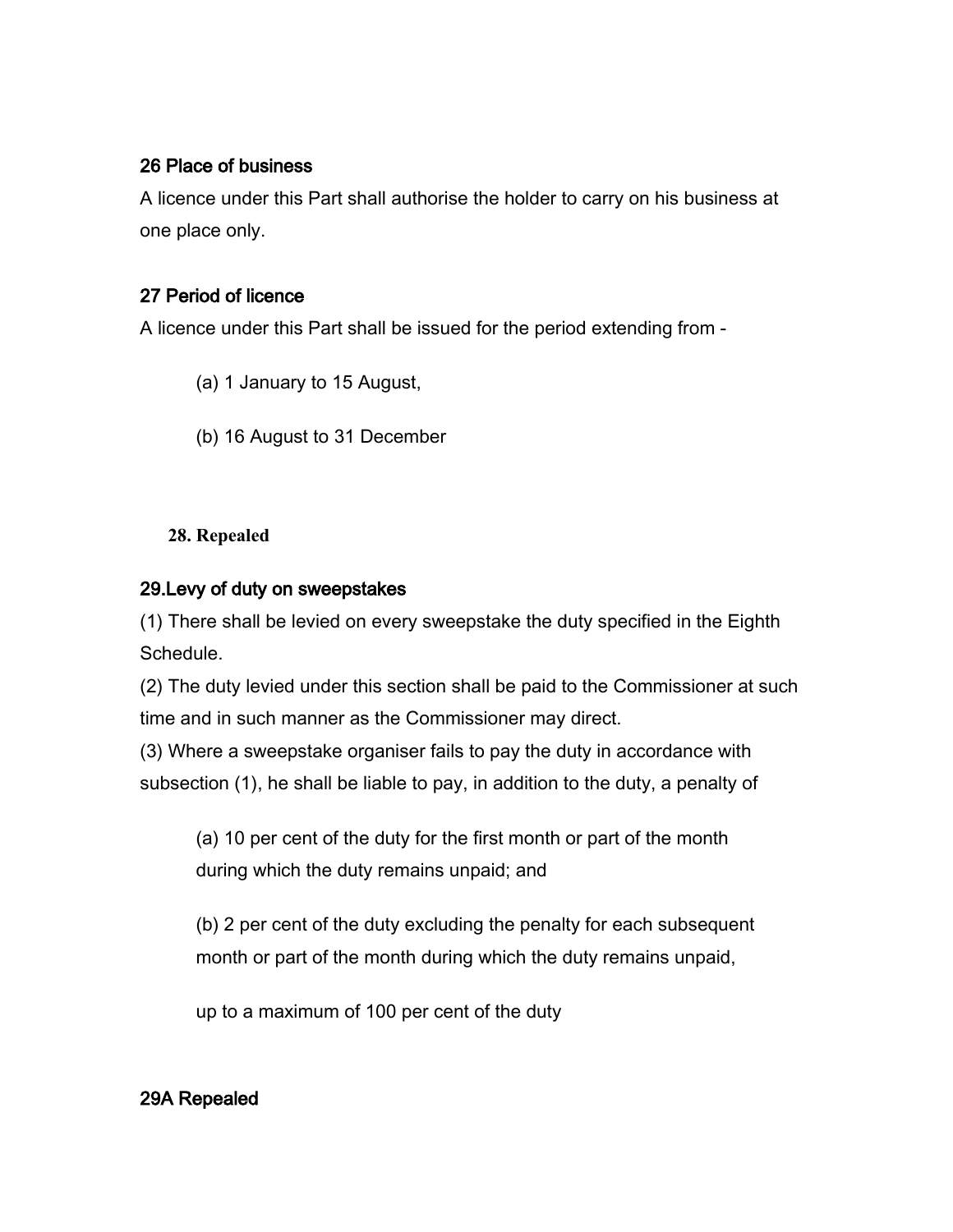### 26 Place of business

A licence under this Part shall authorise the holder to carry on his business at one place only.

### 27 Period of licence

A licence under this Part shall be issued for the period extending from -

(a) 1 January to 15 August,

(b) 16 August to 31 December

**28. Repealed**

### 29.Levy of duty on sweepstakes

(1) There shall be levied on every sweepstake the duty specified in the Eighth Schedule.

(2) The duty levied under this section shall be paid to the Commissioner at such time and in such manner as the Commissioner may direct.

(3) Where a sweepstake organiser fails to pay the duty in accordance with subsection (1), he shall be liable to pay, in addition to the duty, a penalty of

(a) 10 per cent of the duty for the first month or part of the month during which the duty remains unpaid; and

(b) 2 per cent of the duty excluding the penalty for each subsequent month or part of the month during which the duty remains unpaid,

up to a maximum of 100 per cent of the duty

### 29A Repealed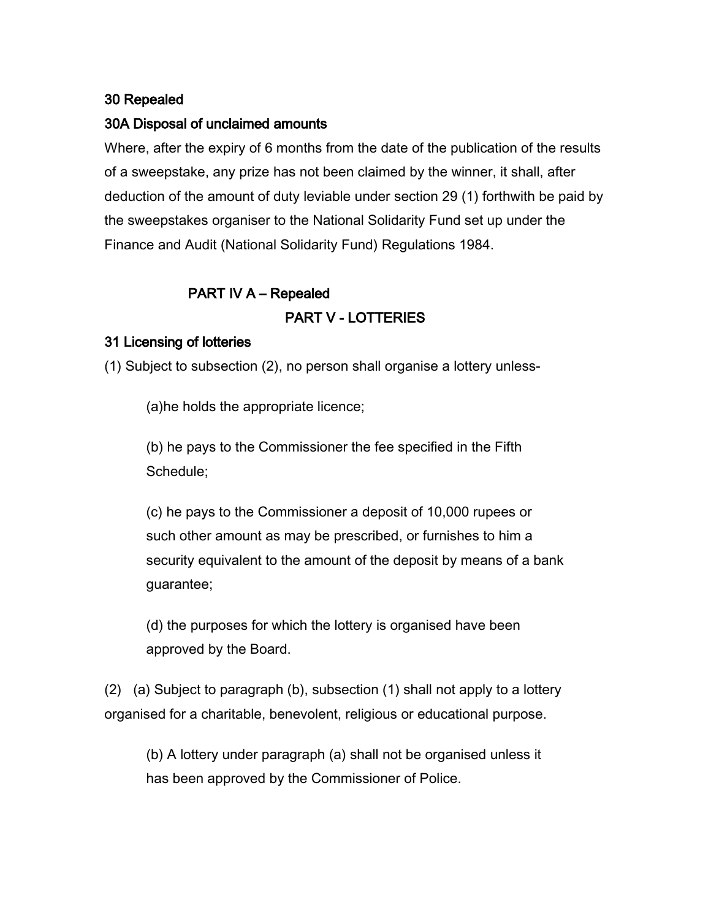### 30 Repealed

### 30A Disposal of unclaimed amounts

Where, after the expiry of 6 months from the date of the publication of the results of a sweepstake, any prize has not been claimed by the winner, it shall, after deduction of the amount of duty leviable under section 29 (1) forthwith be paid by the sweepstakes organiser to the National Solidarity Fund set up under the Finance and Audit (National Solidarity Fund) Regulations 1984.

## PART IV A – Repealed

## PART V - LOTTERIES

### 31 Licensing of lotteries

(1) Subject to subsection (2), no person shall organise a lottery unless-

(a)he holds the appropriate licence;

(b) he pays to the Commissioner the fee specified in the Fifth Schedule;

(c) he pays to the Commissioner a deposit of 10,000 rupees or such other amount as may be prescribed, or furnishes to him a security equivalent to the amount of the deposit by means of a bank guarantee;

(d) the purposes for which the lottery is organised have been approved by the Board.

(2) (a) Subject to paragraph (b), subsection (1) shall not apply to a lottery organised for a charitable, benevolent, religious or educational purpose.

(b) A lottery under paragraph (a) shall not be organised unless it has been approved by the Commissioner of Police.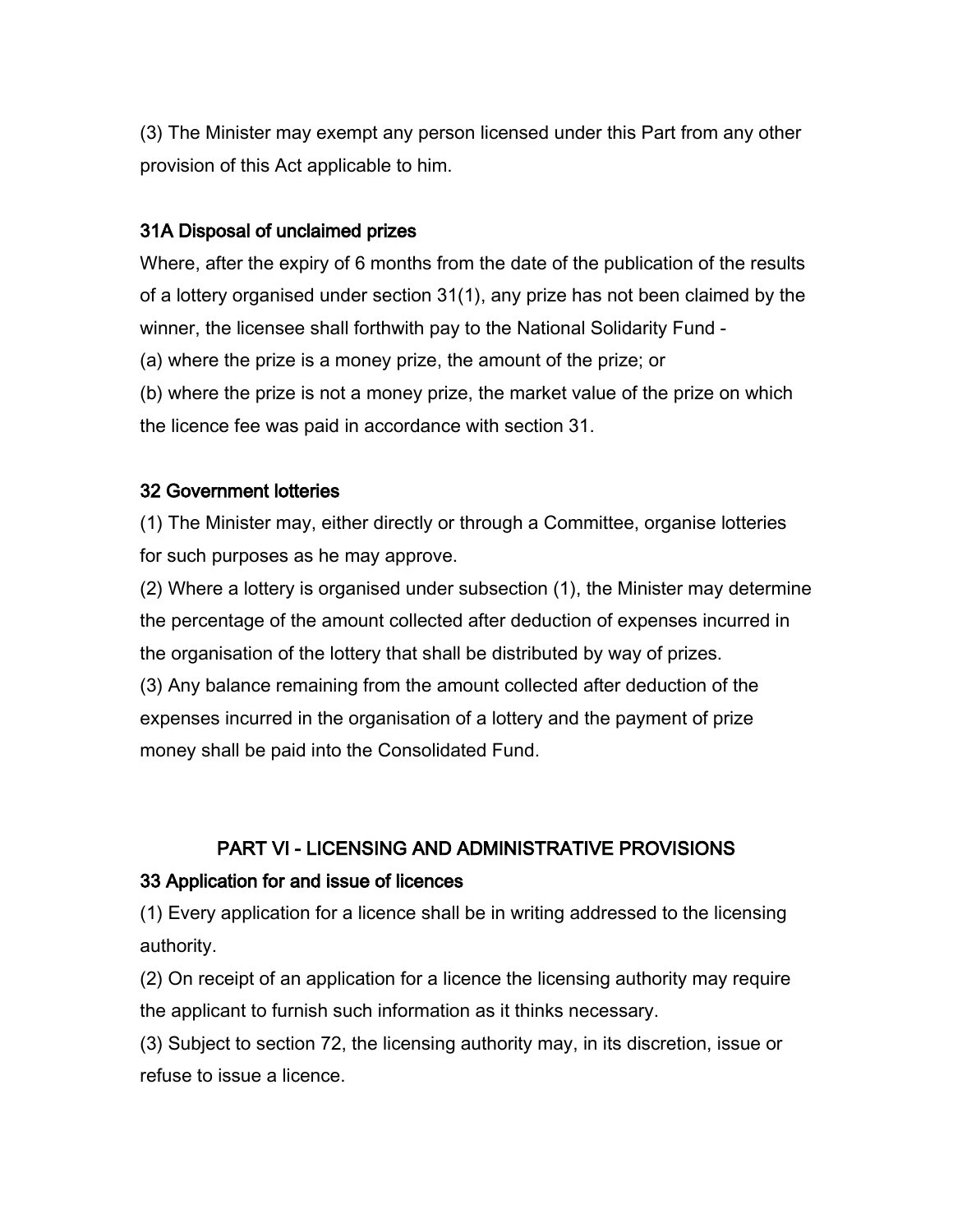(3) The Minister may exempt any person licensed under this Part from any other provision of this Act applicable to him.

### 31A Disposal of unclaimed prizes

Where, after the expiry of 6 months from the date of the publication of the results of a lottery organised under section 31(1), any prize has not been claimed by the winner, the licensee shall forthwith pay to the National Solidarity Fund -

(a) where the prize is a money prize, the amount of the prize; or

(b) where the prize is not a money prize, the market value of the prize on which the licence fee was paid in accordance with section 31.

### 32 Government lotteries

(1) The Minister may, either directly or through a Committee, organise lotteries for such purposes as he may approve.

(2) Where a lottery is organised under subsection (1), the Minister may determine the percentage of the amount collected after deduction of expenses incurred in the organisation of the lottery that shall be distributed by way of prizes.

(3) Any balance remaining from the amount collected after deduction of the expenses incurred in the organisation of a lottery and the payment of prize money shall be paid into the Consolidated Fund.

## PART VI - LICENSING AND ADMINISTRATIVE PROVISIONS

### 33 Application for and issue of licences

(1) Every application for a licence shall be in writing addressed to the licensing authority.

(2) On receipt of an application for a licence the licensing authority may require the applicant to furnish such information as it thinks necessary.

(3) Subject to section 72, the licensing authority may, in its discretion, issue or refuse to issue a licence.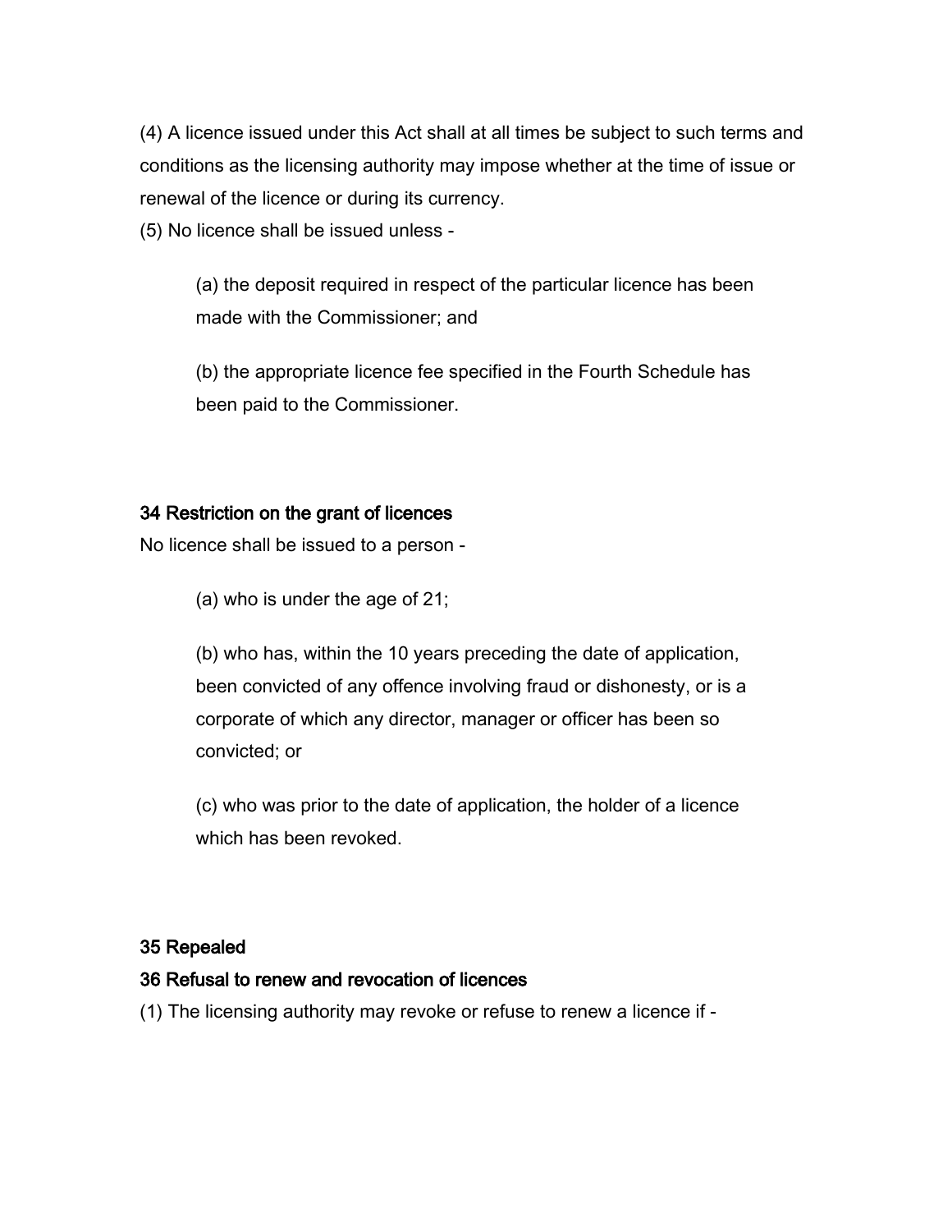(4) A licence issued under this Act shall at all times be subject to such terms and conditions as the licensing authority may impose whether at the time of issue or renewal of the licence or during its currency.

(5) No licence shall be issued unless -

(a) the deposit required in respect of the particular licence has been made with the Commissioner; and

(b) the appropriate licence fee specified in the Fourth Schedule has been paid to the Commissioner.

### 34 Restriction on the grant of licences

No licence shall be issued to a person -

(a) who is under the age of 21;

(b) who has, within the 10 years preceding the date of application, been convicted of any offence involving fraud or dishonesty, or is a corporate of which any director, manager or officer has been so convicted; or

(c) who was prior to the date of application, the holder of a licence which has been revoked.

### 35 Repealed

### 36 Refusal to renew and revocation of licences

(1) The licensing authority may revoke or refuse to renew a licence if -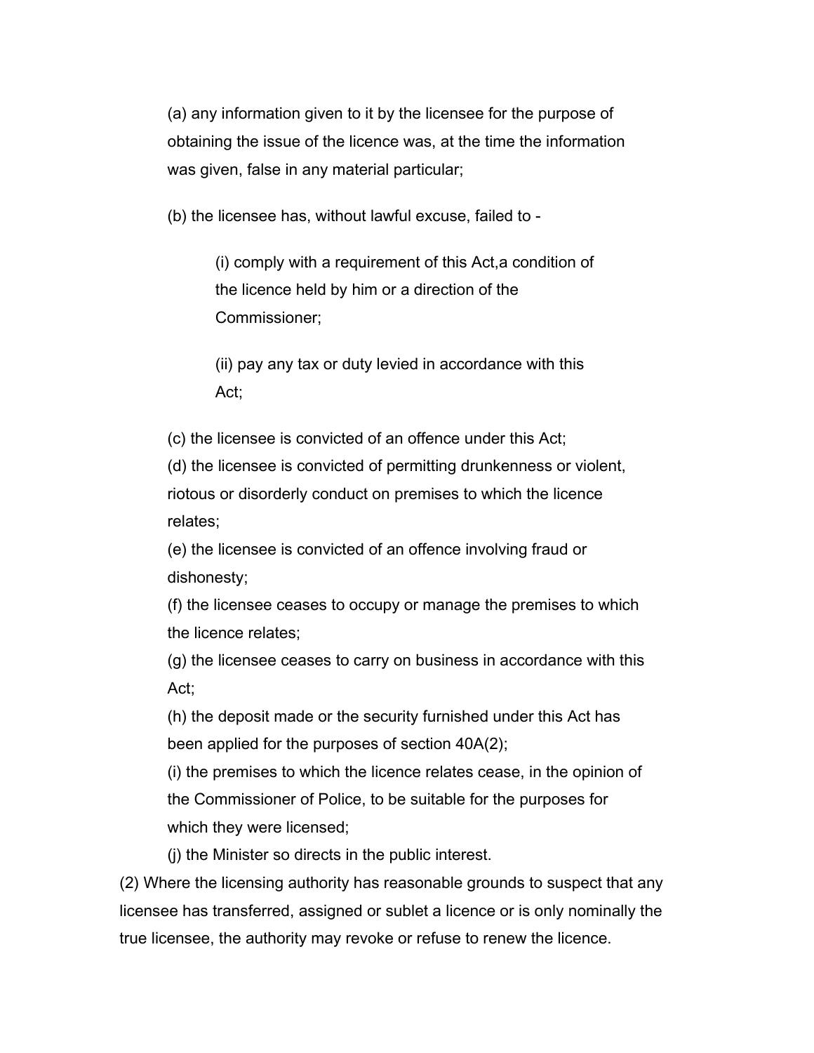(a) any information given to it by the licensee for the purpose of obtaining the issue of the licence was, at the time the information was given, false in any material particular;

(b) the licensee has, without lawful excuse, failed to -

(i) comply with a requirement of this Act,a condition of the licence held by him or a direction of the Commissioner;

(ii) pay any tax or duty levied in accordance with this Act;

(c) the licensee is convicted of an offence under this Act;

(d) the licensee is convicted of permitting drunkenness or violent, riotous or disorderly conduct on premises to which the licence relates;

(e) the licensee is convicted of an offence involving fraud or dishonesty;

(f) the licensee ceases to occupy or manage the premises to which the licence relates;

(g) the licensee ceases to carry on business in accordance with this Act;

(h) the deposit made or the security furnished under this Act has been applied for the purposes of section 40A(2);

(i) the premises to which the licence relates cease, in the opinion of the Commissioner of Police, to be suitable for the purposes for which they were licensed;

(j) the Minister so directs in the public interest.

(2) Where the licensing authority has reasonable grounds to suspect that any licensee has transferred, assigned or sublet a licence or is only nominally the true licensee, the authority may revoke or refuse to renew the licence.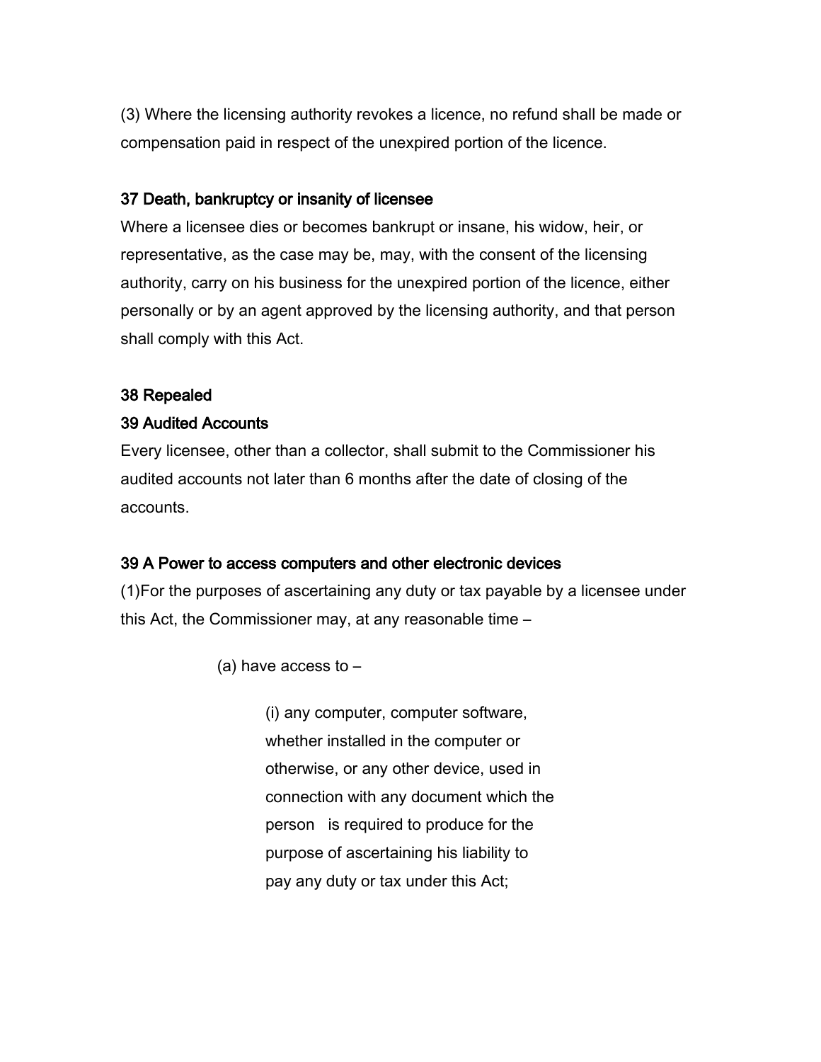(3) Where the licensing authority revokes a licence, no refund shall be made or compensation paid in respect of the unexpired portion of the licence.

### 37 Death, bankruptcy or insanity of licensee

Where a licensee dies or becomes bankrupt or insane, his widow, heir, or representative, as the case may be, may, with the consent of the licensing authority, carry on his business for the unexpired portion of the licence, either personally or by an agent approved by the licensing authority, and that person shall comply with this Act.

### 38 Repealed

### 39 Audited Accounts

Every licensee, other than a collector, shall submit to the Commissioner his audited accounts not later than 6 months after the date of closing of the accounts.

### 39 A Power to access computers and other electronic devices

(1)For the purposes of ascertaining any duty or tax payable by a licensee under this Act, the Commissioner may, at any reasonable time –

(a) have access to –

(i) any computer, computer software, whether installed in the computer or otherwise, or any other device, used in connection with any document which the person is required to produce for the purpose of ascertaining his liability to pay any duty or tax under this Act;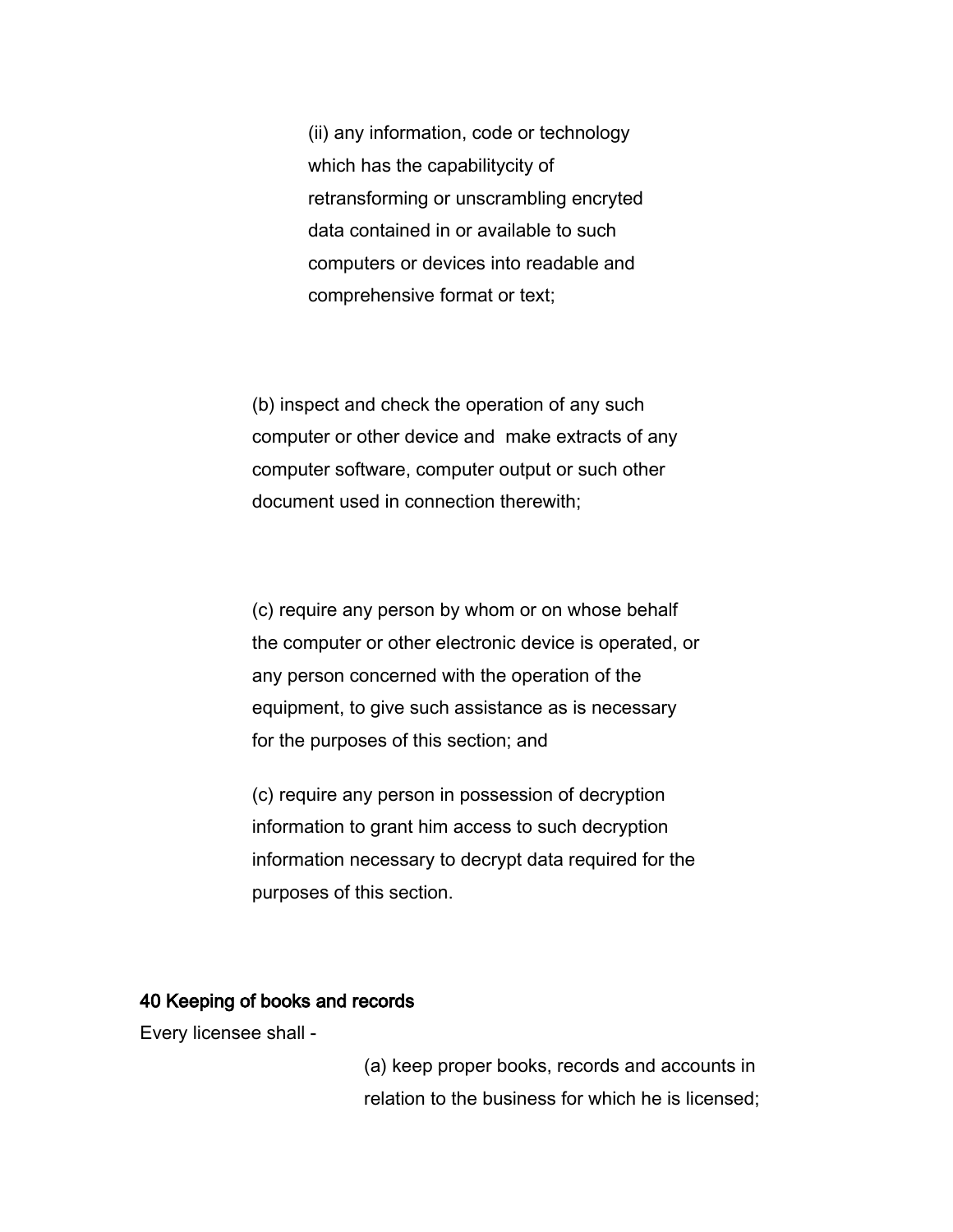(ii) any information, code or technology which has the capabilitycity of retransforming or unscrambling encryted data contained in or available to such computers or devices into readable and comprehensive format or text;

(b) inspect and check the operation of any such computer or other device and  make extracts of any computer software, computer output or such other document used in connection therewith;

(c) require any person by whom or on whose behalf the computer or other electronic device is operated, or any person concerned with the operation of the equipment, to give such assistance as is necessary for the purposes of this section; and

(c) require any person in possession of decryption information to grant him access to such decryption information necessary to decrypt data required for the purposes of this section.

**40 Keeping of books and records**

Every licensee shall -

(a) keep proper books, records and accounts in relation to the business for which he is licensed;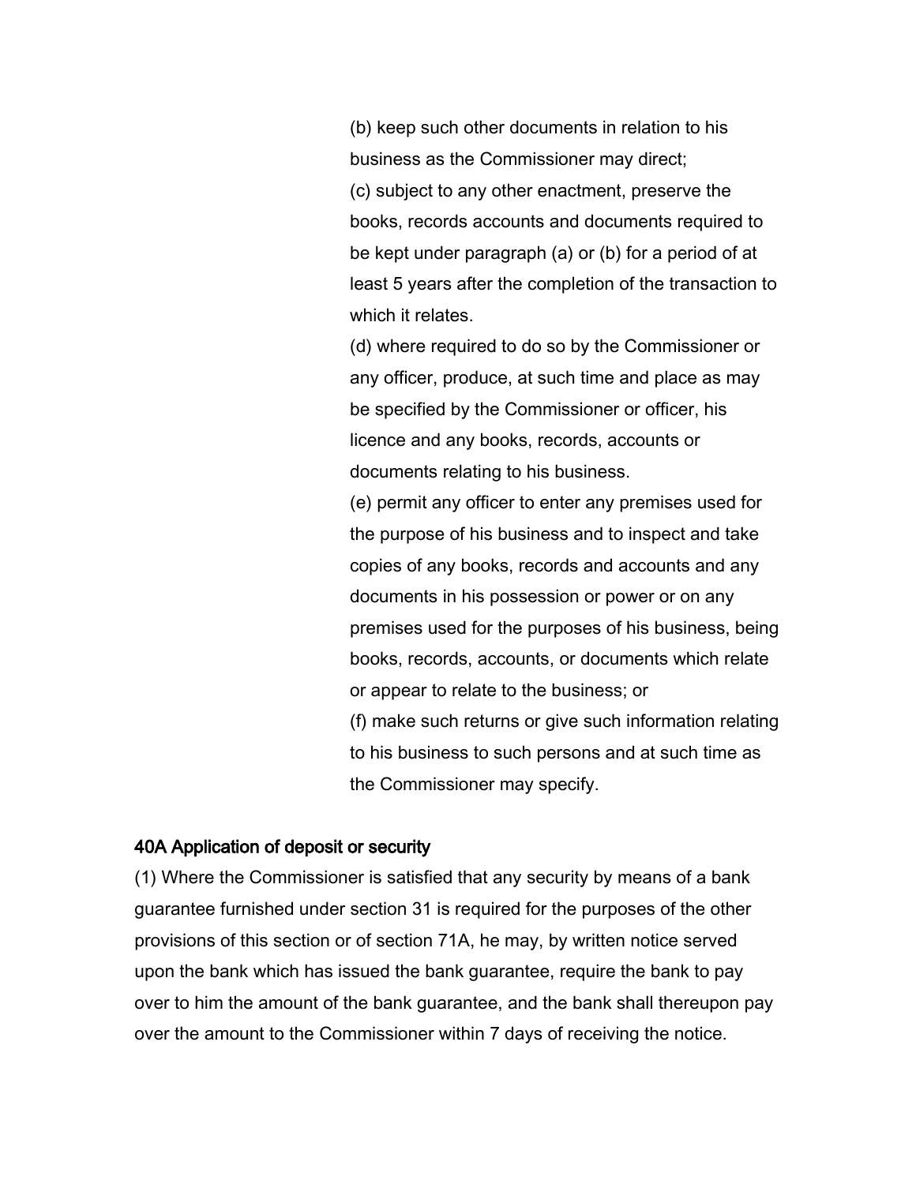(b) keep such other documents in relation to his business as the Commissioner may direct;

(c) subject to any other enactment, preserve the books, records accounts and documents required to be kept under paragraph (a) or (b) for a period of at least 5 years after the completion of the transaction to which it relates.

(d) where required to do so by the Commissioner or any officer, produce, at such time and place as may be specified by the Commissioner or officer, his licence and any books, records, accounts or documents relating to his business.

(e) permit any officer to enter any premises used for the purpose of his business and to inspect and take copies of any books, records and accounts and any documents in his possession or power or on any premises used for the purposes of his business, being books, records, accounts, or documents which relate or appear to relate to the business; or

(f) make such returns or give such information relating to his business to such persons and at such time as the Commissioner may specify.

**40A Application of deposit or security**

(1) Where the Commissioner is satisfied that any security by means of a bank guarantee furnished under section 31 is required for the purposes of the other provisions of this section or of section 71A, he may, by written notice served upon the bank which has issued the bank guarantee, require the bank to pay over to him the amount of the bank guarantee, and the bank shall thereupon pay over the amount to the Commissioner within 7 days of receiving the notice.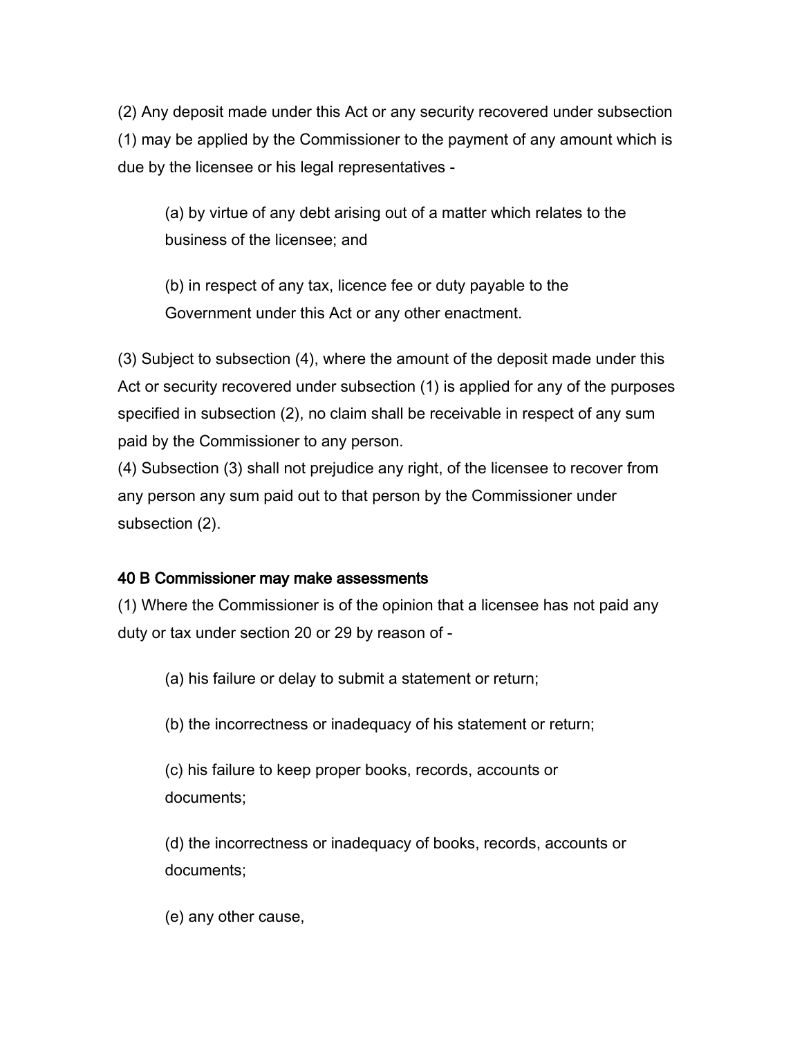(2) Any deposit made under this Act or any security recovered under subsection (1) may be applied by the Commissioner to the payment of any amount which is due by the licensee or his legal representatives -

(a) by virtue of any debt arising out of a matter which relates to the business of the licensee; and

(b) in respect of any tax, licence fee or duty payable to the Government under this Act or any other enactment.

(3) Subject to subsection (4), where the amount of the deposit made under this Act or security recovered under subsection (1) is applied for any of the purposes specified in subsection (2), no claim shall be receivable in respect of any sum paid by the Commissioner to any person.

(4) Subsection (3) shall not prejudice any right, of the licensee to recover from any person any sum paid out to that person by the Commissioner under subsection (2).

### 40 B Commissioner may make assessments

(1) Where the Commissioner is of the opinion that a licensee has not paid any duty or tax under section 20 or 29 by reason of -

(a) his failure or delay to submit a statement or return;

(b) the incorrectness or inadequacy of his statement or return;

(c) his failure to keep proper books, records, accounts or documents;

(d) the incorrectness or inadequacy of books, records, accounts or documents;

(e) any other cause,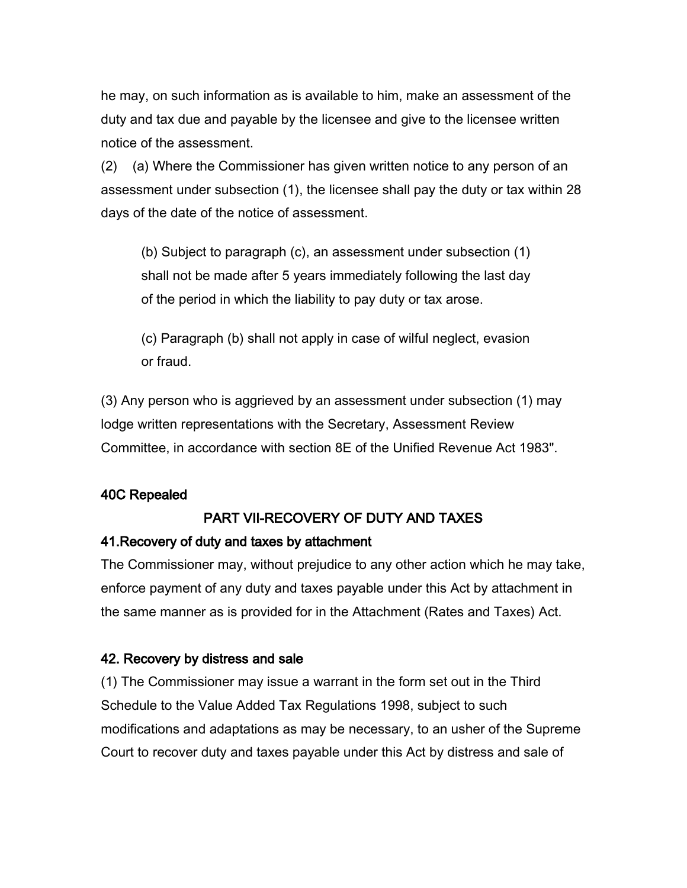he may, on such information as is available to him, make an assessment of the duty and tax due and payable by the licensee and give to the licensee written notice of the assessment.

(2) (a) Where the Commissioner has given written notice to any person of an assessment under subsection (1), the licensee shall pay the duty or tax within 28 days of the date of the notice of assessment.

(b) Subject to paragraph (c), an assessment under subsection (1) shall not be made after 5 years immediately following the last day of the period in which the liability to pay duty or tax arose.

(c) Paragraph (b) shall not apply in case of wilful neglect, evasion or fraud.

(3) Any person who is aggrieved by an assessment under subsection (1) may lodge written representations with the Secretary, Assessment Review Committee, in accordance with section 8E of the Unified Revenue Act 1983".

**40C Repealed**

## PART VII-RECOVERY OF DUTY AND TAXES

**41.Recovery of duty and taxes by attachment**

The Commissioner may, without prejudice to any other action which he may take, enforce payment of any duty and taxes payable under this Act by attachment in the same manner as is provided for in the Attachment (Rates and Taxes) Act.

**42. Recovery by distress and sale**

(1) The Commissioner may issue a warrant in the form set out in the Third Schedule to the Value Added Tax Regulations 1998, subject to such modifications and adaptations as may be necessary, to an usher of the Supreme Court to recover duty and taxes payable under this Act by distress and sale of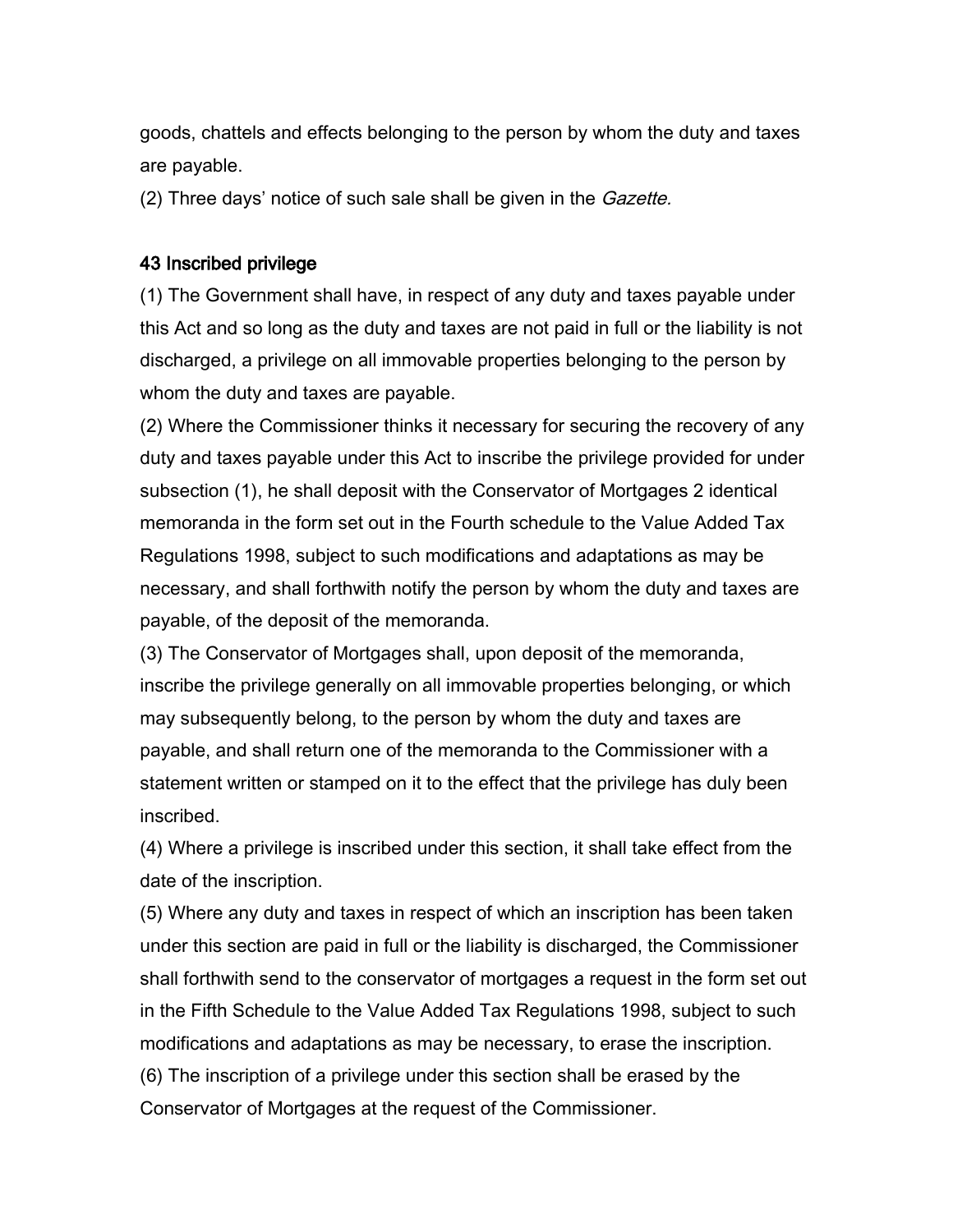goods, chattels and effects belonging to the person by whom the duty and taxes are payable.

(2) Three days' notice of such sale shall be given in the *Gazette.*

### 43 Inscribed privilege

(1) The Government shall have, in respect of any duty and taxes payable under this Act and so long as the duty and taxes are not paid in full or the liability is not discharged, a privilege on all immovable properties belonging to the person by whom the duty and taxes are payable.

(2) Where the Commissioner thinks it necessary for securing the recovery of any duty and taxes payable under this Act to inscribe the privilege provided for under subsection (1), he shall deposit with the Conservator of Mortgages 2 identical memoranda in the form set out in the Fourth schedule to the Value Added Tax Regulations 1998, subject to such modifications and adaptations as may be necessary, and shall forthwith notify the person by whom the duty and taxes are payable, of the deposit of the memoranda.

(3) The Conservator of Mortgages shall, upon deposit of the memoranda, inscribe the privilege generally on all immovable properties belonging, or which may subsequently belong, to the person by whom the duty and taxes are payable, and shall return one of the memoranda to the Commissioner with a statement written or stamped on it to the effect that the privilege has duly been inscribed.

(4) Where a privilege is inscribed under this section, it shall take effect from the date of the inscription.

(5) Where any duty and taxes in respect of which an inscription has been taken under this section are paid in full or the liability is discharged, the Commissioner shall forthwith send to the conservator of mortgages a request in the form set out in the Fifth Schedule to the Value Added Tax Regulations 1998, subject to such modifications and adaptations as may be necessary, to erase the inscription.

(6) The inscription of a privilege under this section shall be erased by the Conservator of Mortgages at the request of the Commissioner.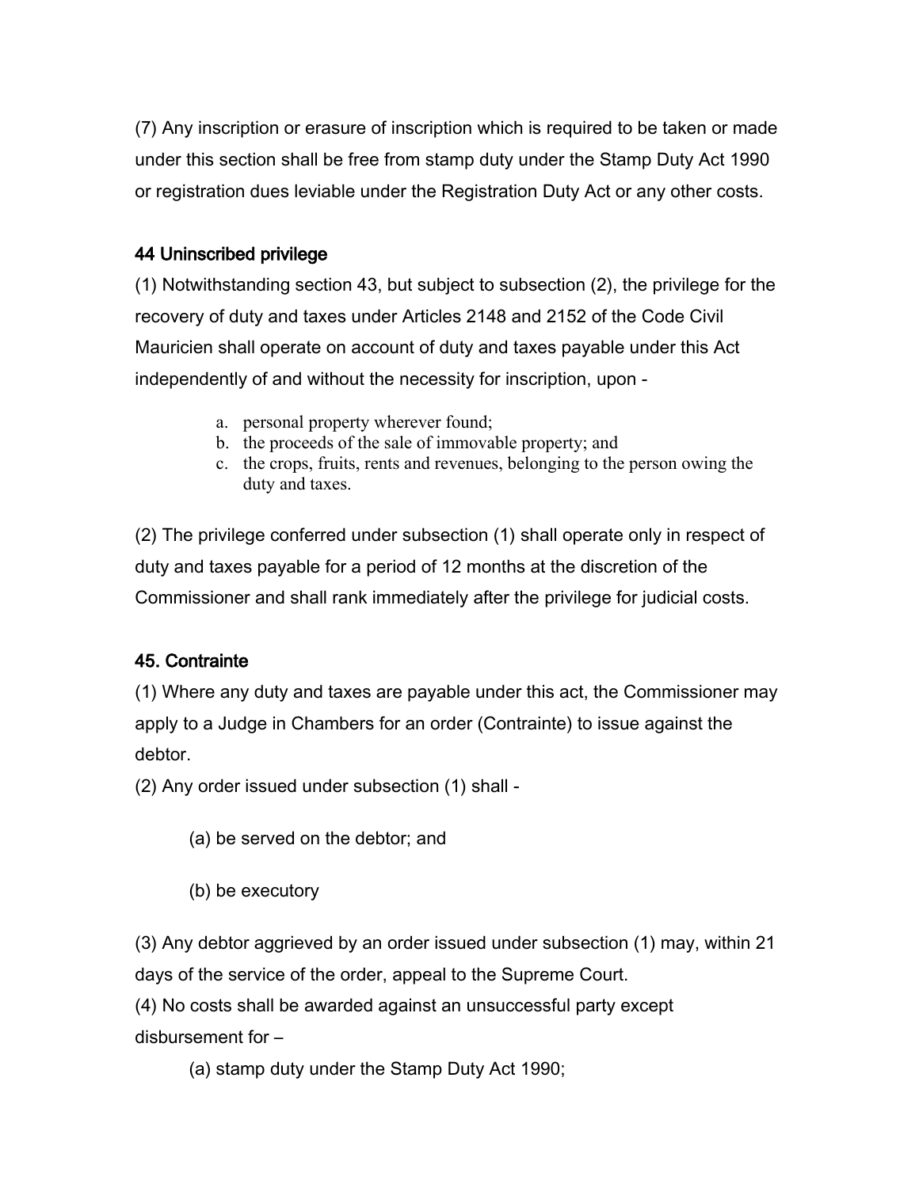(7) Any inscription or erasure of inscription which is required to be taken or made under this section shall be free from stamp duty under the Stamp Duty Act 1990 or registration dues leviable under the Registration Duty Act or any other costs.

### 44 Uninscribed privilege

(1) Notwithstanding section 43, but subject to subsection (2), the privilege for the recovery of duty and taxes under Articles 2148 and 2152 of the Code Civil Mauricien shall operate on account of duty and taxes payable under this Act independently of and without the necessity for inscription, upon -

a. personal property wherever found;
b. the proceeds of the sale of immovable property; and
c. the crops, fruits, rents and revenues, belonging to the person owing the duty and taxes.

(2) The privilege conferred under subsection (1) shall operate only in respect of duty and taxes payable for a period of 12 months at the discretion of the Commissioner and shall rank immediately after the privilege for judicial costs.

### 45. Contrainte

(1) Where any duty and taxes are payable under this act, the Commissioner may apply to a Judge in Chambers for an order (Contrainte) to issue against the debtor.

(2) Any order issued under subsection (1) shall -

(a) be served on the debtor; and

(b) be executory

(3) Any debtor aggrieved by an order issued under subsection (1) may, within 21 days of the service of the order, appeal to the Supreme Court.

(4) No costs shall be awarded against an unsuccessful party except disbursement for –

(a) stamp duty under the Stamp Duty Act 1990;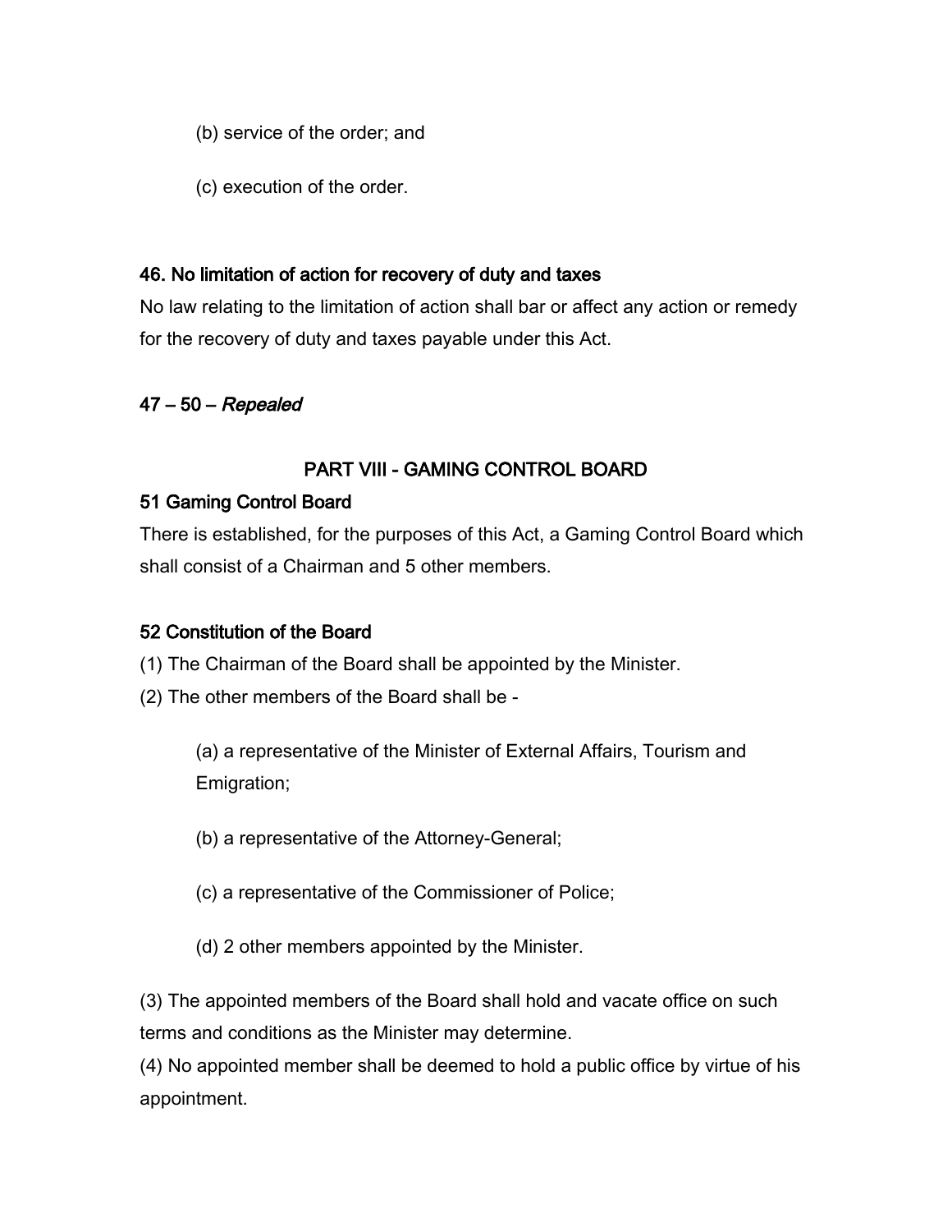(b) service of the order; and

(c) execution of the order.

### 46. No limitation of action for recovery of duty and taxes

No law relating to the limitation of action shall bar or affect any action or remedy for the recovery of duty and taxes payable under this Act.

### 47 – 50 – *Repealed*

## PART VIII - GAMING CONTROL BOARD

### 51 Gaming Control Board

There is established, for the purposes of this Act, a Gaming Control Board which shall consist of a Chairman and 5 other members.

### 52 Constitution of the Board

(1) The Chairman of the Board shall be appointed by the Minister.

(2) The other members of the Board shall be -

(a) a representative of the Minister of External Affairs, Tourism and Emigration;

(b) a representative of the Attorney-General;

(c) a representative of the Commissioner of Police;

(d) 2 other members appointed by the Minister.

(3) The appointed members of the Board shall hold and vacate office on such terms and conditions as the Minister may determine.

(4) No appointed member shall be deemed to hold a public office by virtue of his appointment.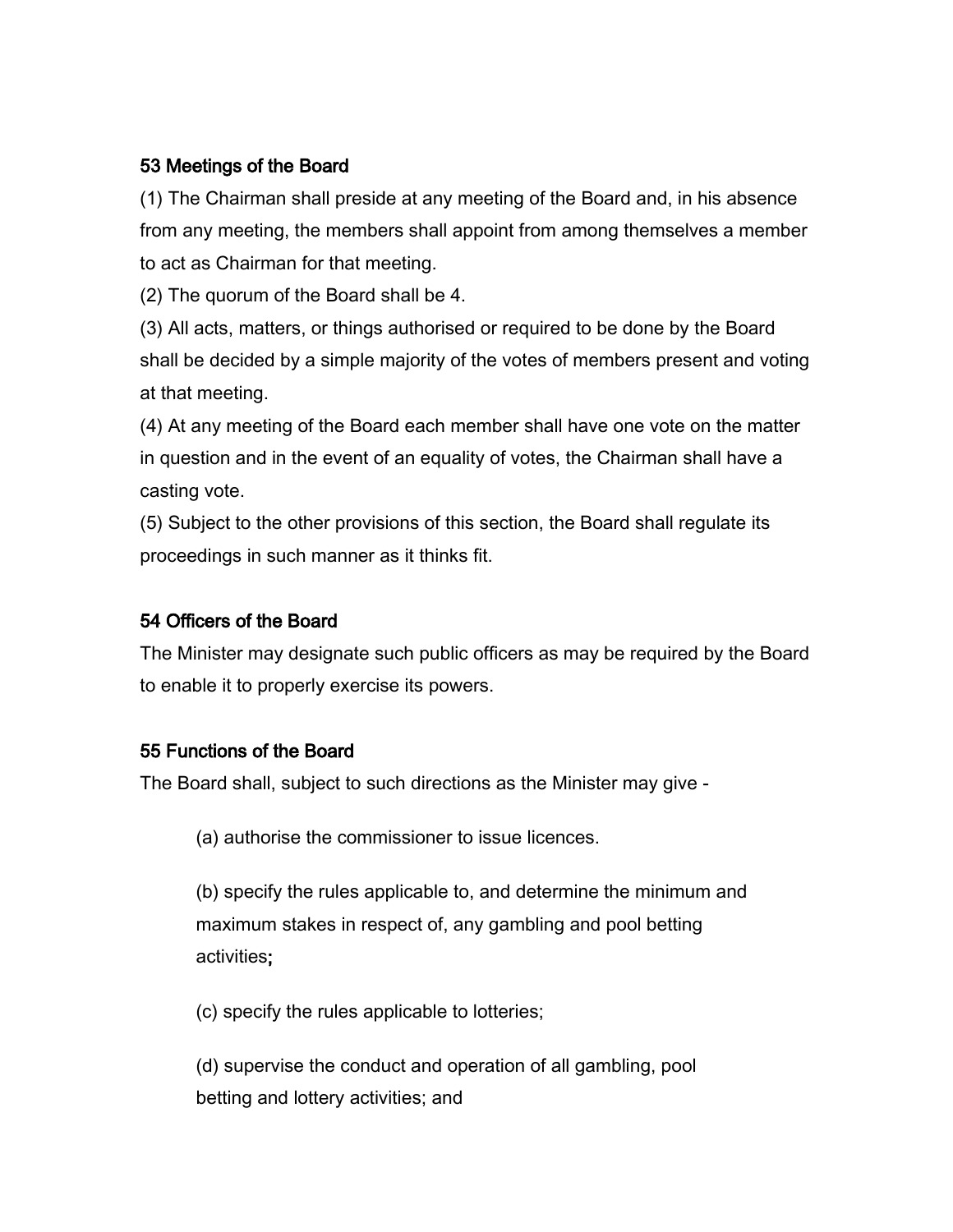### 53 Meetings of the Board

(1) The Chairman shall preside at any meeting of the Board and, in his absence from any meeting, the members shall appoint from among themselves a member to act as Chairman for that meeting.

(2) The quorum of the Board shall be 4.

(3) All acts, matters, or things authorised or required to be done by the Board shall be decided by a simple majority of the votes of members present and voting at that meeting.

(4) At any meeting of the Board each member shall have one vote on the matter in question and in the event of an equality of votes, the Chairman shall have a casting vote.

(5) Subject to the other provisions of this section, the Board shall regulate its proceedings in such manner as it thinks fit.

### 54 Officers of the Board

The Minister may designate such public officers as may be required by the Board to enable it to properly exercise its powers.

### 55 Functions of the Board

The Board shall, subject to such directions as the Minister may give -

(a) authorise the commissioner to issue licences.

(b) specify the rules applicable to, and determine the minimum and maximum stakes in respect of, any gambling and pool betting activities;

(c) specify the rules applicable to lotteries;

(d) supervise the conduct and operation of all gambling, pool betting and lottery activities; and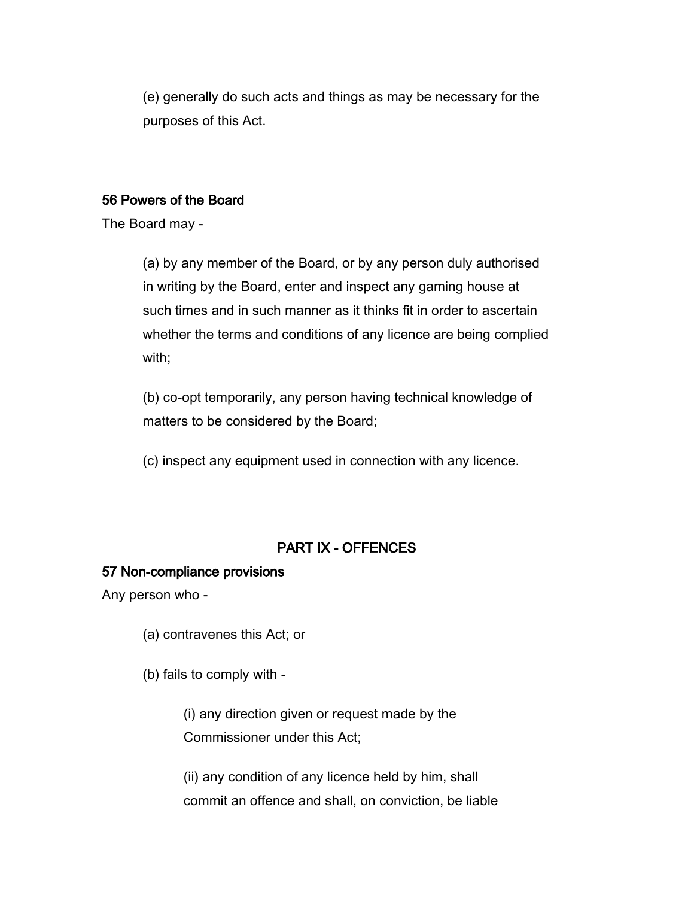(e) generally do such acts and things as may be necessary for the purposes of this Act.

### 56 Powers of the Board

The Board may -

(a) by any member of the Board, or by any person duly authorised in writing by the Board, enter and inspect any gaming house at such times and in such manner as it thinks fit in order to ascertain whether the terms and conditions of any licence are being complied with;

(b) co-opt temporarily, any person having technical knowledge of matters to be considered by the Board;

(c) inspect any equipment used in connection with any licence.

## PART IX - OFFENCES

### 57 Non-compliance provisions

Any person who -

(a) contravenes this Act; or

(b) fails to comply with -

(i) any direction given or request made by the Commissioner under this Act;

(ii) any condition of any licence held by him, shall commit an offence and shall, on conviction, be liable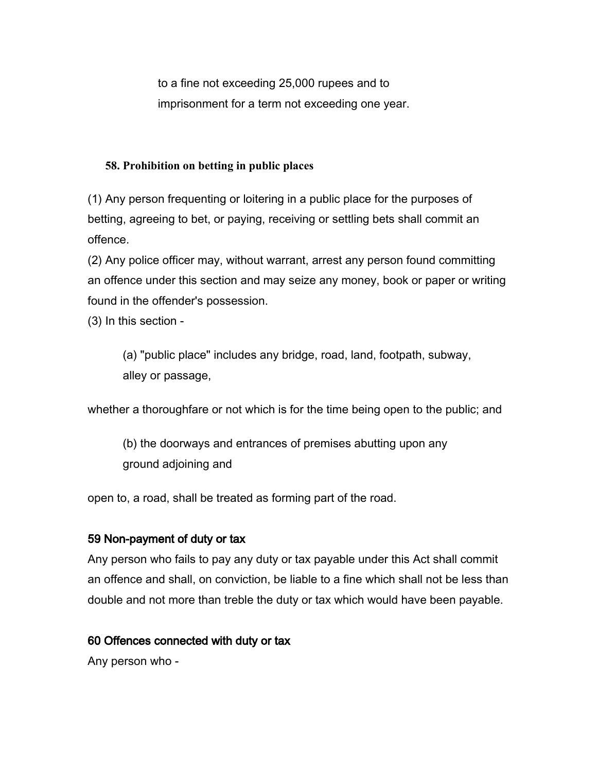to a fine not exceeding 25,000 rupees and to imprisonment for a term not exceeding one year.

### 58. Prohibition on betting in public places

(1) Any person frequenting or loitering in a public place for the purposes of betting, agreeing to bet, or paying, receiving or settling bets shall commit an offence.

(2) Any police officer may, without warrant, arrest any person found committing an offence under this section and may seize any money, book or paper or writing found in the offender's possession.

(3) In this section -

(a) "public place" includes any bridge, road, land, footpath, subway, alley or passage,

whether a thoroughfare or not which is for the time being open to the public; and

(b) the doorways and entrances of premises abutting upon any ground adjoining and

open to, a road, shall be treated as forming part of the road.

### 59 Non-payment of duty or tax

Any person who fails to pay any duty or tax payable under this Act shall commit an offence and shall, on conviction, be liable to a fine which shall not be less than double and not more than treble the duty or tax which would have been payable.

### 60 Offences connected with duty or tax

Any person who -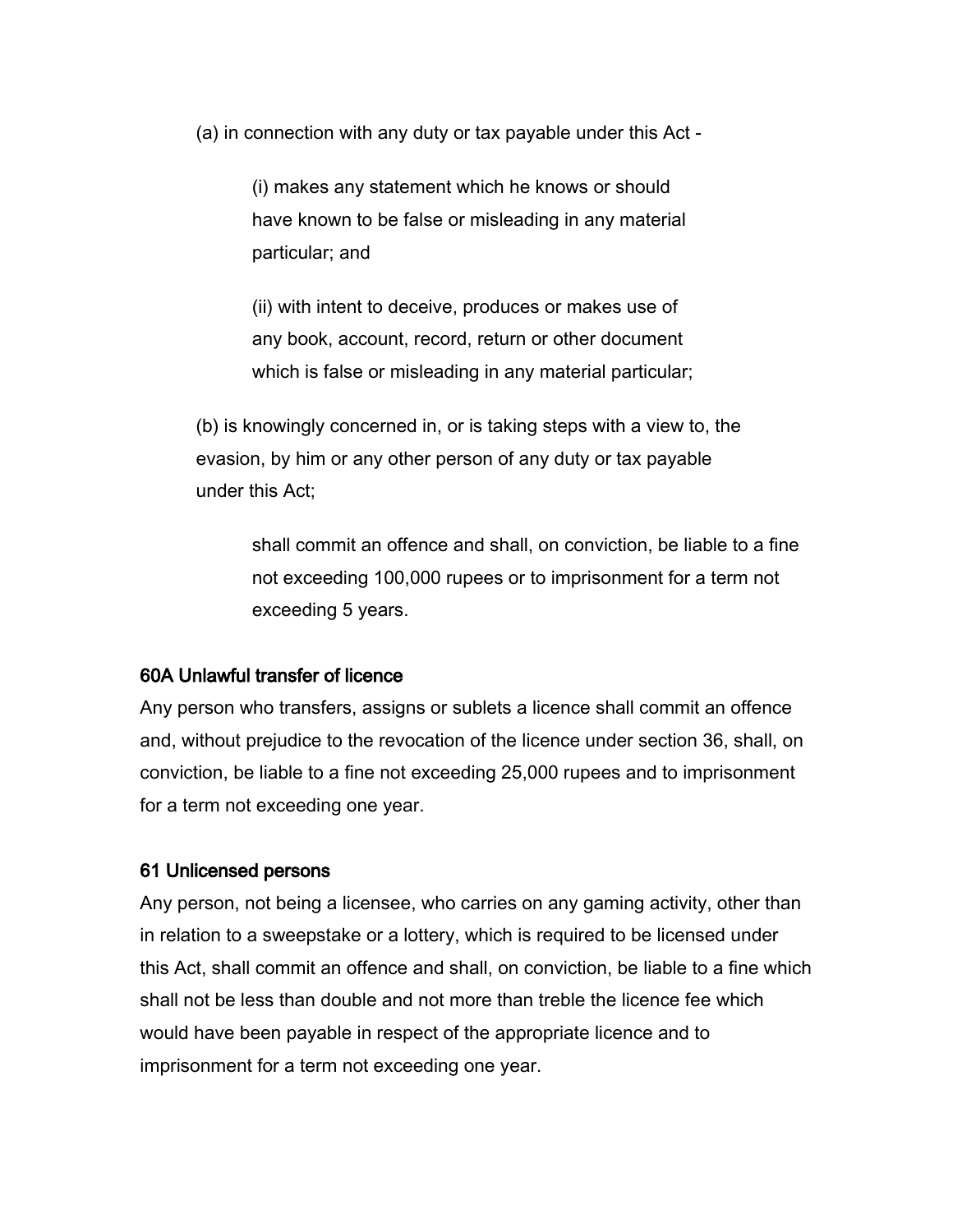(a) in connection with any duty or tax payable under this Act -

(i) makes any statement which he knows or should have known to be false or misleading in any material particular; and

(ii) with intent to deceive, produces or makes use of any book, account, record, return or other document which is false or misleading in any material particular;

(b) is knowingly concerned in, or is taking steps with a view to, the evasion, by him or any other person of any duty or tax payable under this Act;

shall commit an offence and shall, on conviction, be liable to a fine not exceeding 100,000 rupees or to imprisonment for a term not exceeding 5 years.

### 60A Unlawful transfer of licence

Any person who transfers, assigns or sublets a licence shall commit an offence and, without prejudice to the revocation of the licence under section 36, shall, on conviction, be liable to a fine not exceeding 25,000 rupees and to imprisonment for a term not exceeding one year.

### 61 Unlicensed persons

Any person, not being a licensee, who carries on any gaming activity, other than in relation to a sweepstake or a lottery, which is required to be licensed under this Act, shall commit an offence and shall, on conviction, be liable to a fine which shall not be less than double and not more than treble the licence fee which would have been payable in respect of the appropriate licence and to imprisonment for a term not exceeding one year.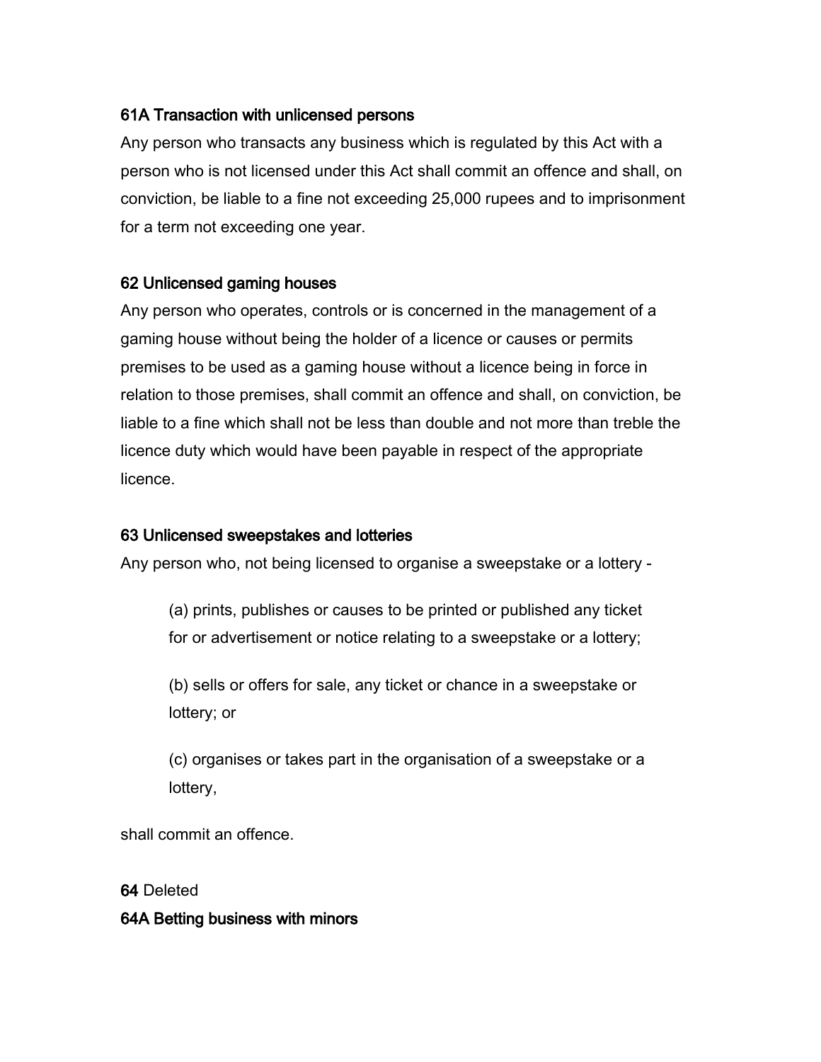### 61A Transaction with unlicensed persons

Any person who transacts any business which is regulated by this Act with a person who is not licensed under this Act shall commit an offence and shall, on conviction, be liable to a fine not exceeding 25,000 rupees and to imprisonment for a term not exceeding one year.

### 62 Unlicensed gaming houses

Any person who operates, controls or is concerned in the management of a gaming house without being the holder of a licence or causes or permits premises to be used as a gaming house without a licence being in force in relation to those premises, shall commit an offence and shall, on conviction, be liable to a fine which shall not be less than double and not more than treble the licence duty which would have been payable in respect of the appropriate licence.

### 63 Unlicensed sweepstakes and lotteries

Any person who, not being licensed to organise a sweepstake or a lottery -

(a) prints, publishes or causes to be printed or published any ticket for or advertisement or notice relating to a sweepstake or a lottery;

(b) sells or offers for sale, any ticket or chance in a sweepstake or lottery; or

(c) organises or takes part in the organisation of a sweepstake or a lottery,

shall commit an offence.

**64** Deleted

### 64A Betting business with minors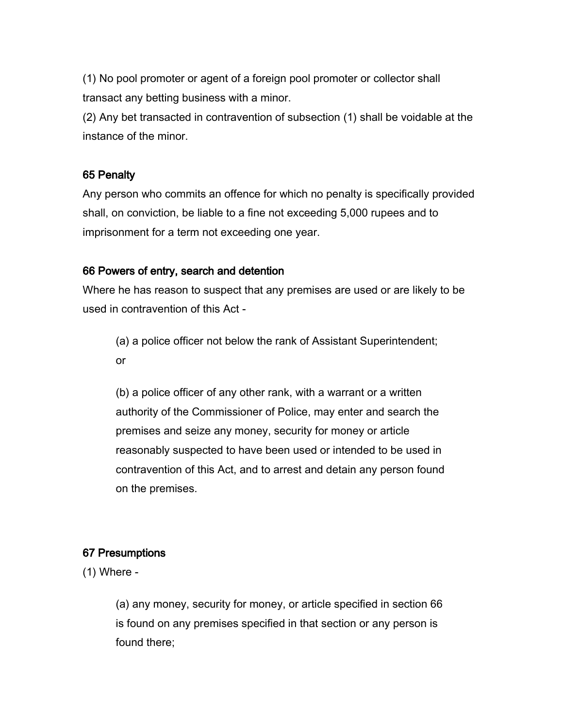(1) No pool promoter or agent of a foreign pool promoter or collector shall transact any betting business with a minor.
(2) Any bet transacted in contravention of subsection (1) shall be voidable at the instance of the minor.

### 65 Penalty

Any person who commits an offence for which no penalty is specifically provided shall, on conviction, be liable to a fine not exceeding 5,000 rupees and to imprisonment for a term not exceeding one year.

### 66 Powers of entry, search and detention

Where he has reason to suspect that any premises are used or are likely to be used in contravention of this Act -

> (a) a police officer not below the rank of Assistant Superintendent; or
>
> (b) a police officer of any other rank, with a warrant or a written authority of the Commissioner of Police, may enter and search the premises and seize any money, security for money or article reasonably suspected to have been used or intended to be used in contravention of this Act, and to arrest and detain any person found on the premises.

### 67 Presumptions

(1) Where -

> (a) any money, security for money, or article specified in section 66 is found on any premises specified in that section or any person is found there;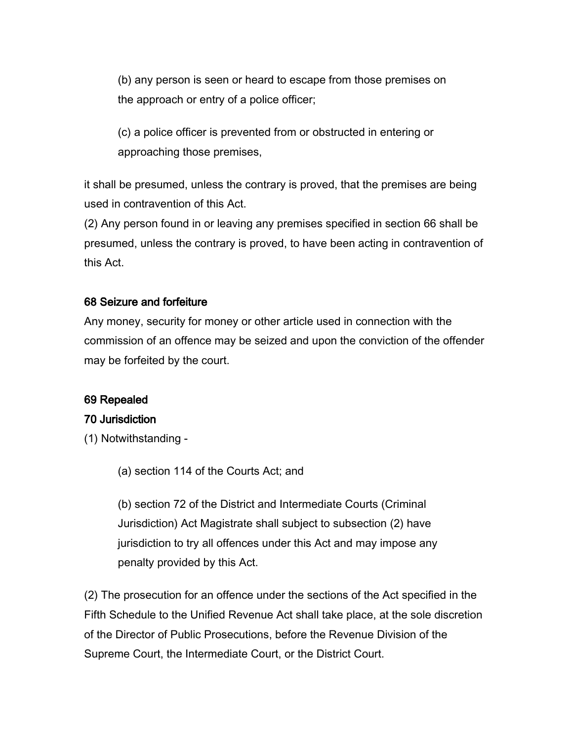(b) any person is seen or heard to escape from those premises on the approach or entry of a police officer;

(c) a police officer is prevented from or obstructed in entering or approaching those premises,

it shall be presumed, unless the contrary is proved, that the premises are being used in contravention of this Act.

(2) Any person found in or leaving any premises specified in section 66 shall be presumed, unless the contrary is proved, to have been acting in contravention of this Act.

### 68 Seizure and forfeiture

Any money, security for money or other article used in connection with the commission of an offence may be seized and upon the conviction of the offender may be forfeited by the court.

### 69 Repealed

### 70 Jurisdiction

(1) Notwithstanding -

(a) section 114 of the Courts Act; and

(b) section 72 of the District and Intermediate Courts (Criminal Jurisdiction) Act Magistrate shall subject to subsection (2) have jurisdiction to try all offences under this Act and may impose any penalty provided by this Act.

(2) The prosecution for an offence under the sections of the Act specified in the Fifth Schedule to the Unified Revenue Act shall take place, at the sole discretion of the Director of Public Prosecutions, before the Revenue Division of the Supreme Court, the Intermediate Court, or the District Court.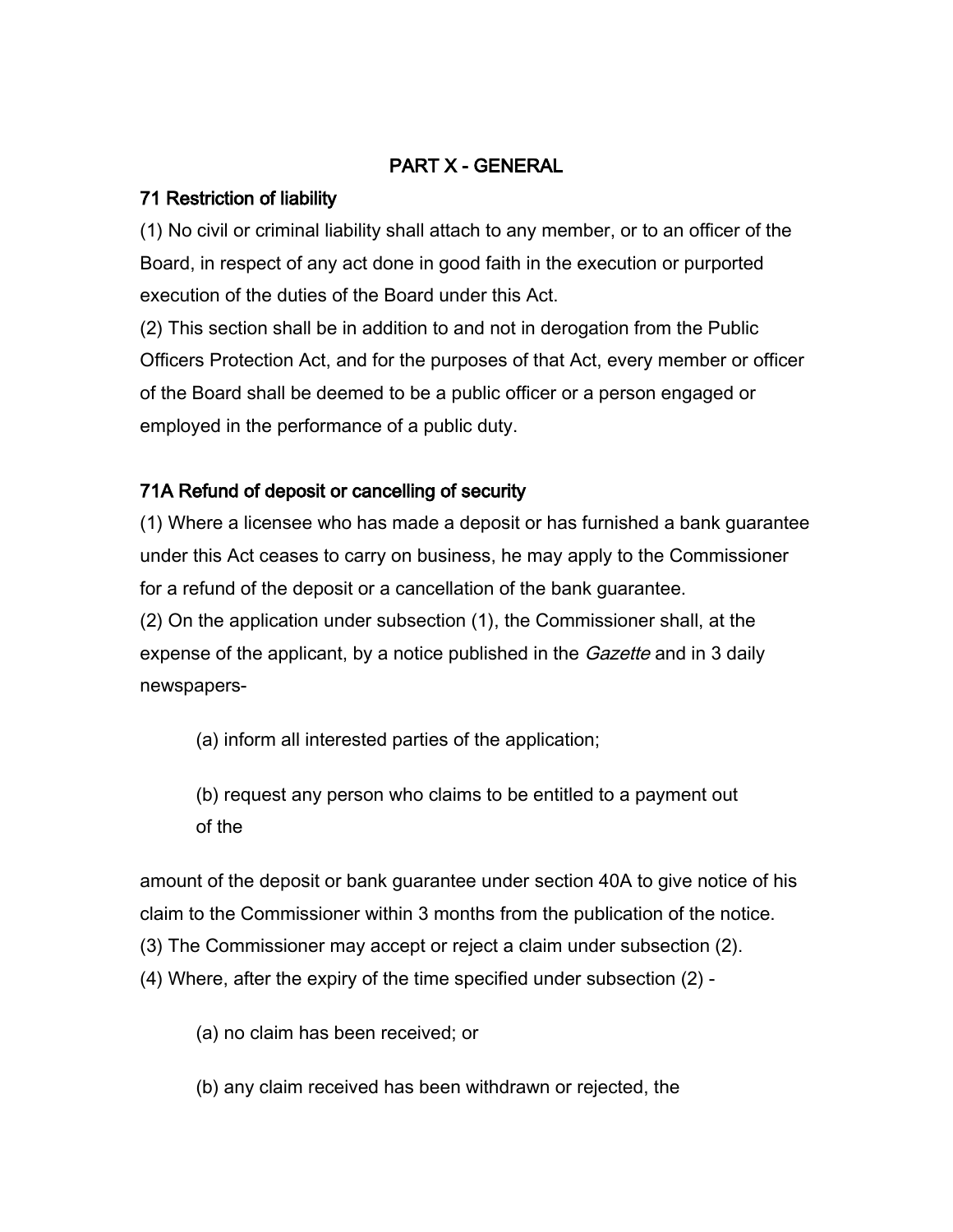## PART X - GENERAL

### 71 Restriction of liability

(1) No civil or criminal liability shall attach to any member, or to an officer of the Board, in respect of any act done in good faith in the execution or purported execution of the duties of the Board under this Act.

(2) This section shall be in addition to and not in derogation from the Public Officers Protection Act, and for the purposes of that Act, every member or officer of the Board shall be deemed to be a public officer or a person engaged or employed in the performance of a public duty.

### 71A Refund of deposit or cancelling of security

(1) Where a licensee who has made a deposit or has furnished a bank guarantee under this Act ceases to carry on business, he may apply to the Commissioner for a refund of the deposit or a cancellation of the bank guarantee.

(2) On the application under subsection (1), the Commissioner shall, at the expense of the applicant, by a notice published in the *Gazette* and in 3 daily newspapers-

(a) inform all interested parties of the application;

(b) request any person who claims to be entitled to a payment out of the

amount of the deposit or bank guarantee under section 40A to give notice of his claim to the Commissioner within 3 months from the publication of the notice.

(3) The Commissioner may accept or reject a claim under subsection (2).

(4) Where, after the expiry of the time specified under subsection (2) -

(a) no claim has been received; or

(b) any claim received has been withdrawn or rejected, the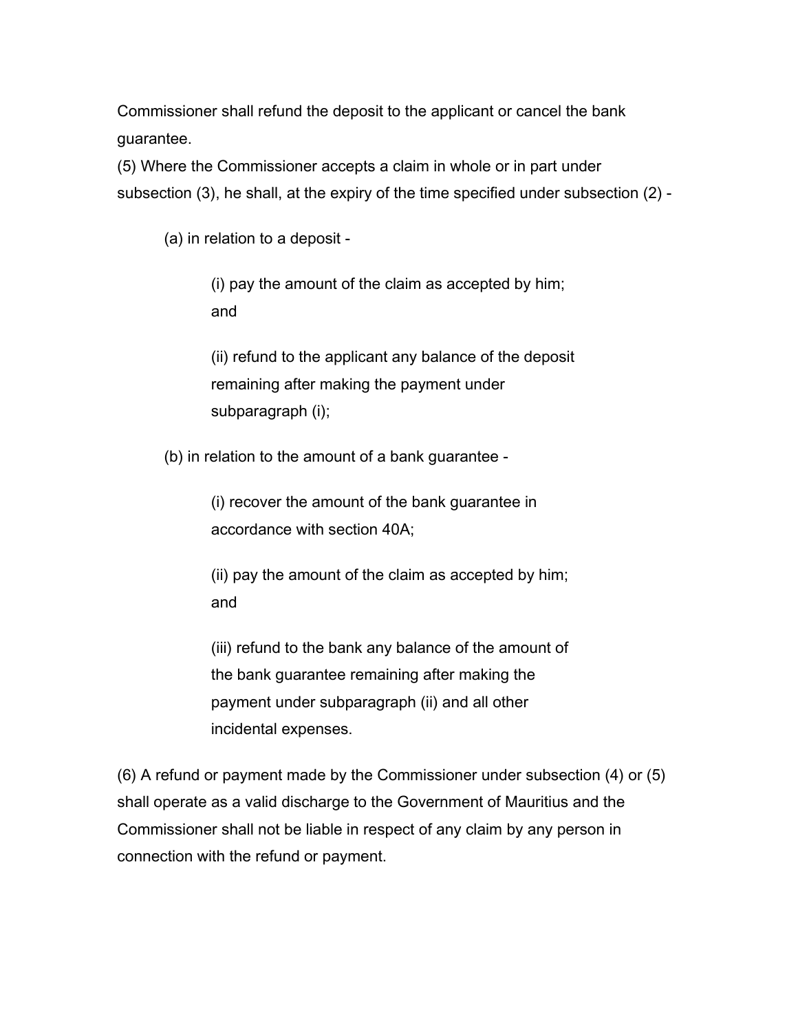Commissioner shall refund the deposit to the applicant or cancel the bank guarantee.

(5) Where the Commissioner accepts a claim in whole or in part under subsection (3), he shall, at the expiry of the time specified under subsection (2) -

(a) in relation to a deposit -

(i) pay the amount of the claim as accepted by him; and

(ii) refund to the applicant any balance of the deposit remaining after making the payment under subparagraph (i);

(b) in relation to the amount of a bank guarantee -

(i) recover the amount of the bank guarantee in accordance with section 40A;

(ii) pay the amount of the claim as accepted by him; and

(iii) refund to the bank any balance of the amount of the bank guarantee remaining after making the payment under subparagraph (ii) and all other incidental expenses.

(6) A refund or payment made by the Commissioner under subsection (4) or (5) shall operate as a valid discharge to the Government of Mauritius and the Commissioner shall not be liable in respect of any claim by any person in connection with the refund or payment.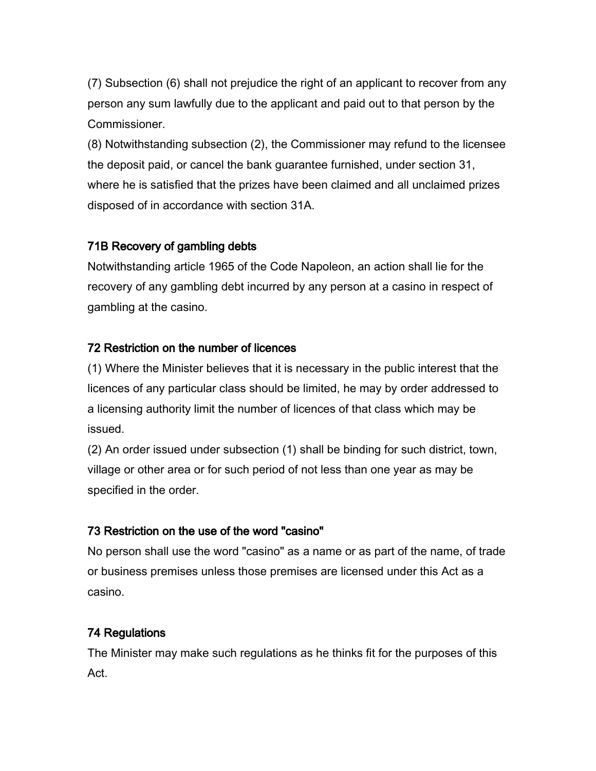(7) Subsection (6) shall not prejudice the right of an applicant to recover from any person any sum lawfully due to the applicant and paid out to that person by the Commissioner.

(8) Notwithstanding subsection (2), the Commissioner may refund to the licensee the deposit paid, or cancel the bank guarantee furnished, under section 31, where he is satisfied that the prizes have been claimed and all unclaimed prizes disposed of in accordance with section 31A.

### 71B Recovery of gambling debts

Notwithstanding article 1965 of the Code Napoleon, an action shall lie for the recovery of any gambling debt incurred by any person at a casino in respect of gambling at the casino.

### 72 Restriction on the number of licences

(1) Where the Minister believes that it is necessary in the public interest that the licences of any particular class should be limited, he may by order addressed to a licensing authority limit the number of licences of that class which may be issued.

(2) An order issued under subsection (1) shall be binding for such district, town, village or other area or for such period of not less than one year as may be specified in the order.

### 73 Restriction on the use of the word "casino"

No person shall use the word "casino" as a name or as part of the name, of trade or business premises unless those premises are licensed under this Act as a casino.

### 74 Regulations

The Minister may make such regulations as he thinks fit for the purposes of this Act.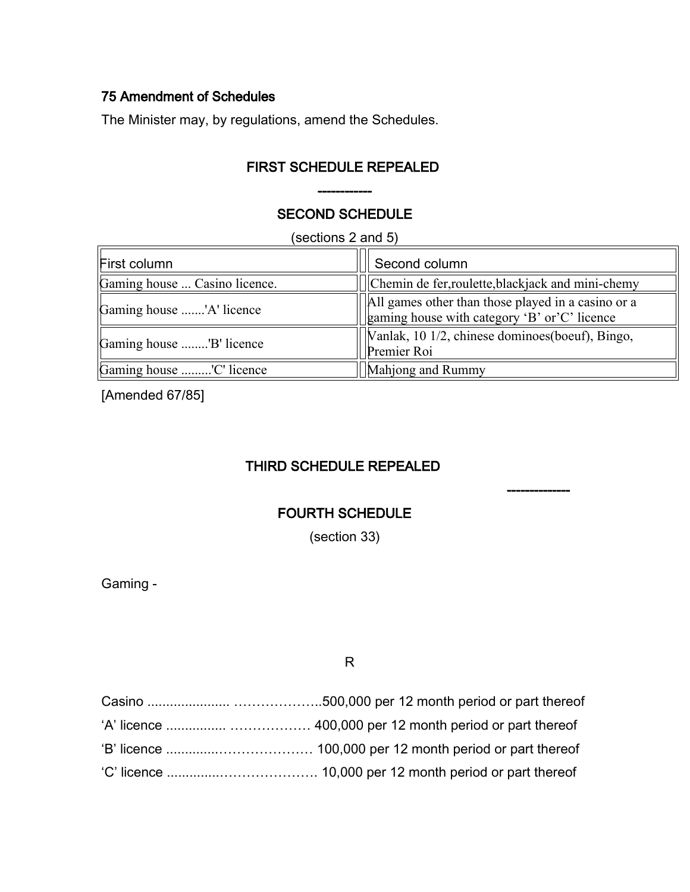### 75 Amendment of Schedules

The Minister may, by regulations, amend the Schedules.

## FIRST SCHEDULE REPEALED

------------

## SECOND SCHEDULE

(sections 2 and 5)

| First column | Second column |
|---|---|
| Gaming house ... Casino licence. | Chemin de fer,roulette,blackjack and mini-chemy |
| Gaming house .......'A' licence | All games other than those played in a casino or a gaming house with category 'B' or'C' licence |
| Gaming house ........'B' licence | Vanlak, 10 1/2, chinese dominoes(boeuf), Bingo, Premier Roi |
| Gaming house .........'C' licence | Mahjong and Rummy |

[Amended 67/85]

## THIRD SCHEDULE REPEALED

--------------

## FOURTH SCHEDULE

(section 33)

Gaming -

R

Casino ...................... ………………..500,000 per 12 month period or part thereof

'A' licence ................ ……………… 400,000 per 12 month period or part thereof

'B' licence ..............………………… 100,000 per 12 month period or part thereof

'C' licence ..............…………………. 10,000 per 12 month period or part thereof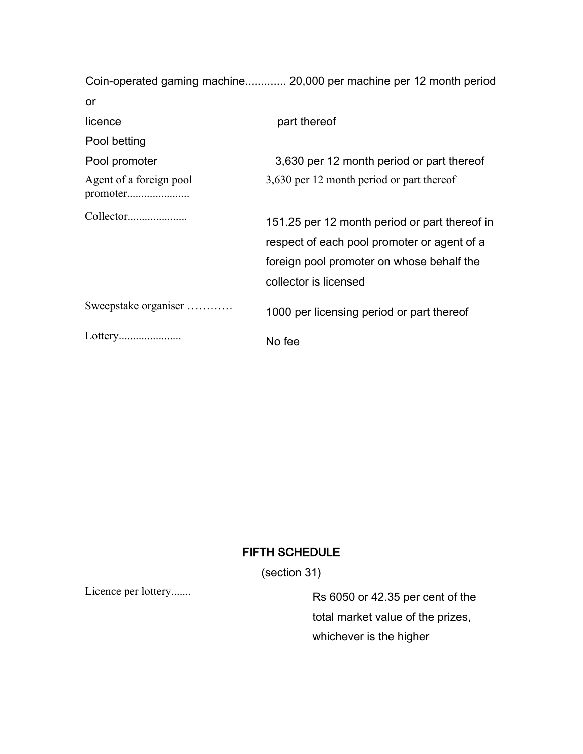| | |
|---|---|
| Coin-operated gaming machine licence............. | 20,000 per machine per 12 month period or part thereof |
| Pool betting | |
| Pool promoter | 3,630 per 12 month period or part thereof |
| Agent of a foreign pool promoter..................... | 3,630 per 12 month period or part thereof |
| Collector.................... | 151.25 per 12 month period or part thereof in respect of each pool promoter or agent of a foreign pool promoter on whose behalf the collector is licensed |
| Sweepstake organiser ………… | 1000 per licensing period or part thereof |
| Lottery..................... | No fee |

## FIFTH SCHEDULE

(section 31)

| | |
|---|---|
| Licence per lottery....... | Rs 6050 or 42.35 per cent of the total market value of the prizes, whichever is the higher |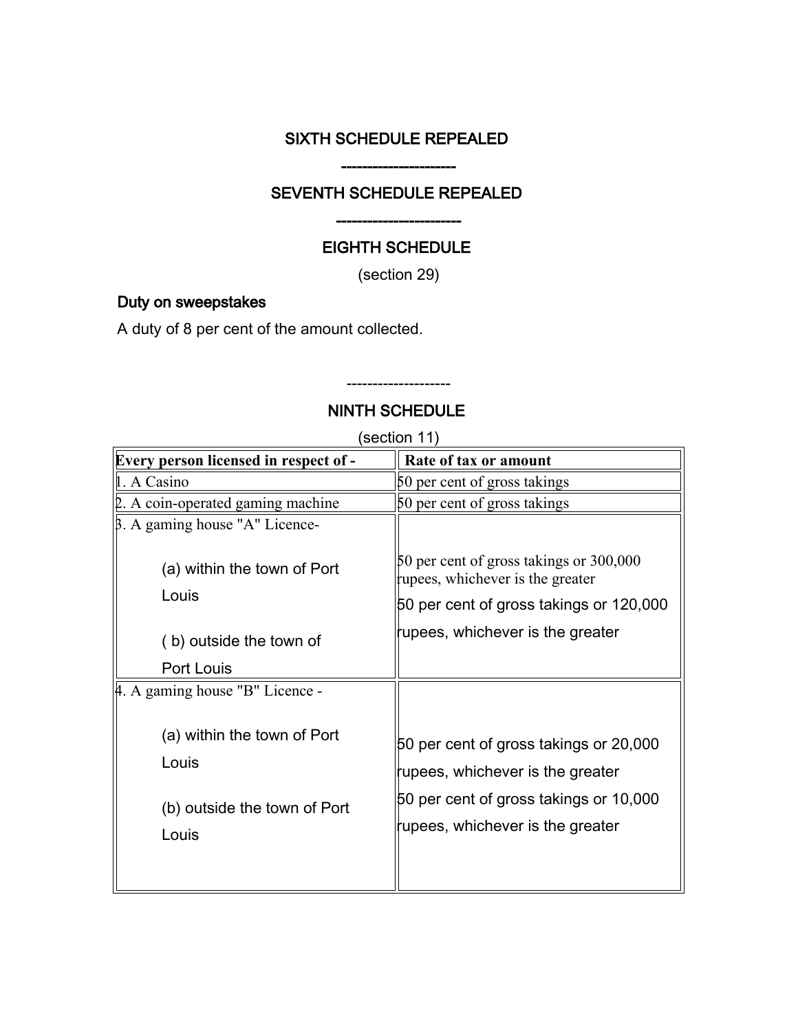## SIXTH SCHEDULE REPEALED

---

## SEVENTH SCHEDULE REPEALED

---

## EIGHTH SCHEDULE

(section 29)

### Duty on sweepstakes

A duty of 8 per cent of the amount collected.

---

## NINTH SCHEDULE

(section 11)

| Every person licensed in respect of - | Rate of tax or amount |
|---|---|
| 1. A Casino | 50 per cent of gross takings |
| 2. A coin-operated gaming machine | 50 per cent of gross takings |
| 3. A gaming house "A" Licence- | |
| (a) within the town of Port Louis | 50 per cent of gross takings or 300,000 rupees, whichever is the greater |
| ( b) outside the town of Port Louis | 50 per cent of gross takings or 120,000 rupees, whichever is the greater |
| 4. A gaming house "B" Licence - | |
| (a) within the town of Port Louis | 50 per cent of gross takings or 20,000 rupees, whichever is the greater |
| (b) outside the town of Port Louis | 50 per cent of gross takings or 10,000 rupees, whichever is the greater |